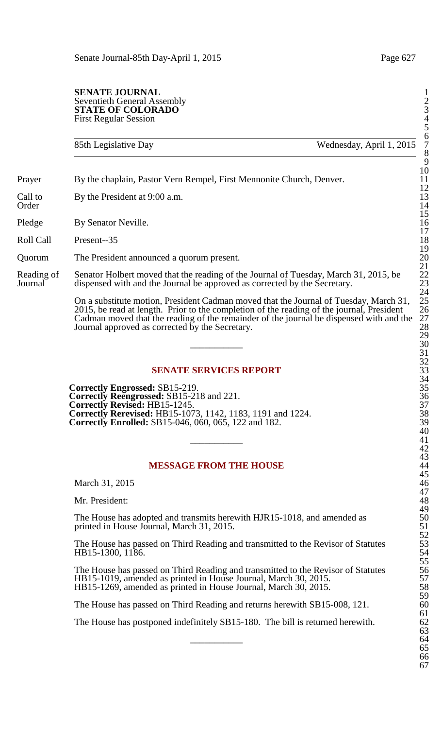**SENATE JOURNAL**
Seventieth General Assembly
**STATE OF COLORADO**
First Regular Session

85th Legislative Day — Wednesday, April 1, 2015

Prayer — By the chaplain, Pastor Vern Rempel, First Mennonite Church, Denver.

Call to Order — By the President at 9:00 a.m.

Pledge — By Senator Neville.

Roll Call — Present--35

Quorum — The President announced a quorum present.

Reading of Journal — Senator Holbert moved that the reading of the Journal of Tuesday, March 31, 2015, be dispensed with and the Journal be approved as corrected by the Secretary.

On a substitute motion, President Cadman moved that the Journal of Tuesday, March 31, 2015, be read at length. Prior to the completion of the reading of the journal, President Cadman moved that the reading of the remainder of the journal be dispensed with and the Journal approved as corrected by the Secretary.

---

## SENATE SERVICES REPORT

**Correctly Engrossed:** SB15-219.
**Correctly Reengrossed:** SB15-218 and 221.
**Correctly Revised:** HB15-1245.
**Correctly Rerevised:** HB15-1073, 1142, 1183, 1191 and 1224.
**Correctly Enrolled:** SB15-046, 060, 065, 122 and 182.

---

## MESSAGE FROM THE HOUSE

March 31, 2015

Mr. President:

The House has adopted and transmits herewith HJR15-1018, and amended as printed in House Journal, March 31, 2015.

The House has passed on Third Reading and transmitted to the Revisor of Statutes HB15-1300, 1186.

The House has passed on Third Reading and transmitted to the Revisor of Statutes HB15-1019, amended as printed in House Journal, March 30, 2015.
HB15-1269, amended as printed in House Journal, March 30, 2015.

The House has passed on Third Reading and returns herewith SB15-008, 121.

The House has postponed indefinitely SB15-180. The bill is returned herewith.

---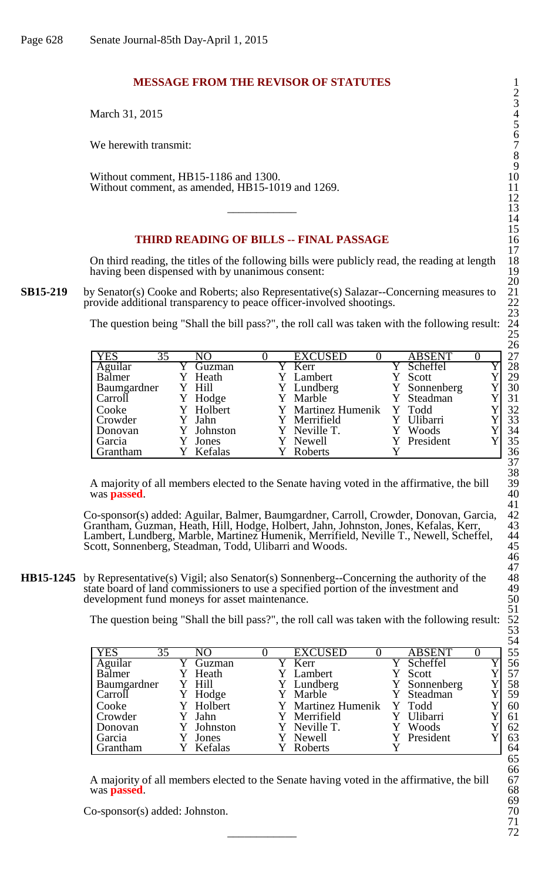## MESSAGE FROM THE REVISOR OF STATUTES

March 31, 2015

We herewith transmit:

Without comment, HB15-1186 and 1300.
Without comment, as amended, HB15-1019 and 1269.

---

## THIRD READING OF BILLS -- FINAL PASSAGE

On third reading, the titles of the following bills were publicly read, the reading at length having been dispensed with by unanimous consent:

**SB15-219** by Senator(s) Cooke and Roberts; also Representative(s) Salazar--Concerning measures to provide additional transparency to peace officer-involved shootings.

The question being "Shall the bill pass?", the roll call was taken with the following result:

| YES | 35 | NO | 0 | EXCUSED | 0 | ABSENT | 0 |
|---|---|---|---|---|---|---|---|
| Aguilar | Y | Guzman | Y | Kerr | Y | Scheffel | Y |
| Balmer | Y | Heath | Y | Lambert | Y | Scott | Y |
| Baumgardner | Y | Hill | Y | Lundberg | Y | Sonnenberg | Y |
| Carroll | Y | Hodge | Y | Marble | Y | Steadman | Y |
| Cooke | Y | Holbert | Y | Martinez Humenik | Y | Todd | Y |
| Crowder | Y | Jahn | Y | Merrifield | Y | Ulibarri | Y |
| Donovan | Y | Johnston | Y | Neville T. | Y | Woods | Y |
| Garcia | Y | Jones | Y | Newell | Y | President | Y |
| Grantham | Y | Kefalas | Y | Roberts | Y | | |

A majority of all members elected to the Senate having voted in the affirmative, the bill was **passed**.

Co-sponsor(s) added: Aguilar, Balmer, Baumgardner, Carroll, Crowder, Donovan, Garcia, Grantham, Guzman, Heath, Hill, Hodge, Holbert, Jahn, Johnston, Jones, Kefalas, Kerr, Lambert, Lundberg, Marble, Martinez Humenik, Merrifield, Neville T., Newell, Scheffel, Scott, Sonnenberg, Steadman, Todd, Ulibarri and Woods.

**HB15-1245** by Representative(s) Vigil; also Senator(s) Sonnenberg--Concerning the authority of the state board of land commissioners to use a specified portion of the investment and development fund moneys for asset maintenance.

The question being "Shall the bill pass?", the roll call was taken with the following result:

| YES | 35 | NO | 0 | EXCUSED | 0 | ABSENT | 0 |
|---|---|---|---|---|---|---|---|
| Aguilar | Y | Guzman | Y | Kerr | Y | Scheffel | Y |
| Balmer | Y | Heath | Y | Lambert | Y | Scott | Y |
| Baumgardner | Y | Hill | Y | Lundberg | Y | Sonnenberg | Y |
| Carroll | Y | Hodge | Y | Marble | Y | Steadman | Y |
| Cooke | Y | Holbert | Y | Martinez Humenik | Y | Todd | Y |
| Crowder | Y | Jahn | Y | Merrifield | Y | Ulibarri | Y |
| Donovan | Y | Johnston | Y | Neville T. | Y | Woods | Y |
| Garcia | Y | Jones | Y | Newell | Y | President | Y |
| Grantham | Y | Kefalas | Y | Roberts | Y | | |

A majority of all members elected to the Senate having voted in the affirmative, the bill was **passed**.

Co-sponsor(s) added: Johnston.

---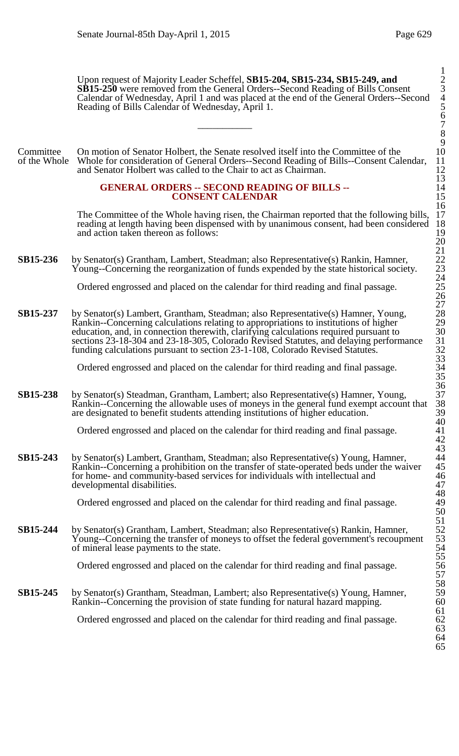Upon request of Majority Leader Scheffel, **SB15-204, SB15-234, SB15-249, and SB15-250** were removed from the General Orders--Second Reading of Bills Consent Calendar of Wednesday, April 1 and was placed at the end of the General Orders--Second Reading of Bills Calendar of Wednesday, April 1.

---

Committee of the Whole

On motion of Senator Holbert, the Senate resolved itself into the Committee of the Whole for consideration of General Orders--Second Reading of Bills--Consent Calendar, and Senator Holbert was called to the Chair to act as Chairman.

## GENERAL ORDERS -- SECOND READING OF BILLS -- CONSENT CALENDAR

The Committee of the Whole having risen, the Chairman reported that the following bills, reading at length having been dispensed with by unanimous consent, had been considered and action taken thereon as follows:

**SB15-236** by Senator(s) Grantham, Lambert, Steadman; also Representative(s) Rankin, Hamner, Young--Concerning the reorganization of funds expended by the state historical society.

Ordered engrossed and placed on the calendar for third reading and final passage.

**SB15-237** by Senator(s) Lambert, Grantham, Steadman; also Representative(s) Hamner, Young, Rankin--Concerning calculations relating to appropriations to institutions of higher education, and, in connection therewith, clarifying calculations required pursuant to sections 23-18-304 and 23-18-305, Colorado Revised Statutes, and delaying performance funding calculations pursuant to section 23-1-108, Colorado Revised Statutes.

Ordered engrossed and placed on the calendar for third reading and final passage.

**SB15-238** by Senator(s) Steadman, Grantham, Lambert; also Representative(s) Hamner, Young, Rankin--Concerning the allowable uses of moneys in the general fund exempt account that are designated to benefit students attending institutions of higher education.

Ordered engrossed and placed on the calendar for third reading and final passage.

**SB15-243** by Senator(s) Lambert, Grantham, Steadman; also Representative(s) Young, Hamner, Rankin--Concerning a prohibition on the transfer of state-operated beds under the waiver for home- and community-based services for individuals with intellectual and developmental disabilities.

Ordered engrossed and placed on the calendar for third reading and final passage.

**SB15-244** by Senator(s) Grantham, Lambert, Steadman; also Representative(s) Rankin, Hamner, Young--Concerning the transfer of moneys to offset the federal government's recoupment of mineral lease payments to the state.

Ordered engrossed and placed on the calendar for third reading and final passage.

**SB15-245** by Senator(s) Grantham, Steadman, Lambert; also Representative(s) Young, Hamner, Rankin--Concerning the provision of state funding for natural hazard mapping.

Ordered engrossed and placed on the calendar for third reading and final passage.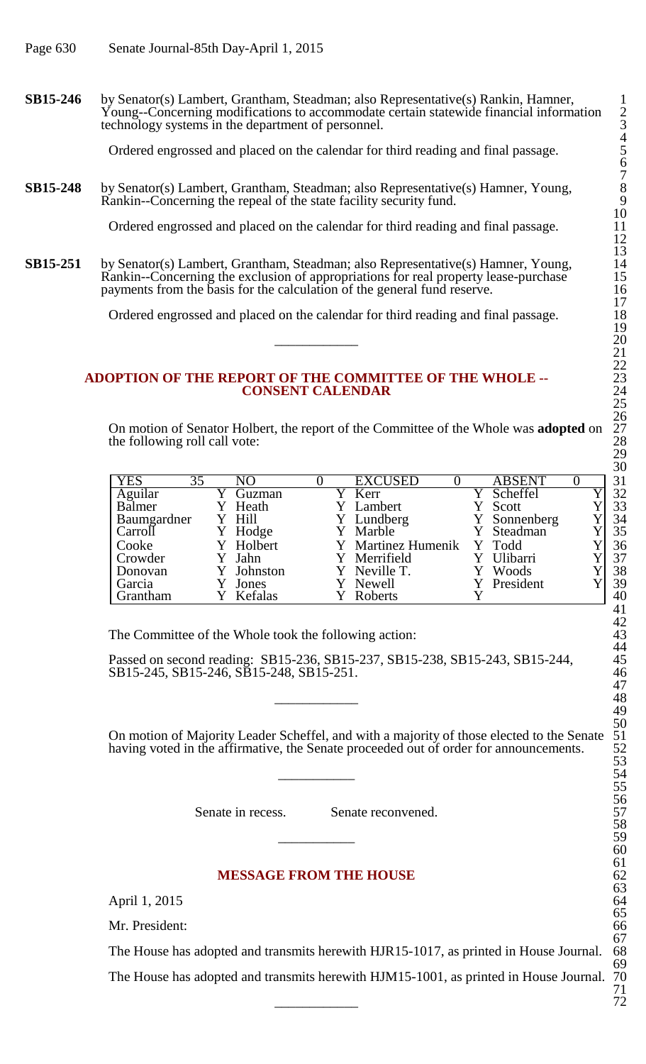**SB15-246** by Senator(s) Lambert, Grantham, Steadman; also Representative(s) Rankin, Hamner, Young--Concerning modifications to accommodate certain statewide financial information technology systems in the department of personnel.

Ordered engrossed and placed on the calendar for third reading and final passage.

**SB15-248** by Senator(s) Lambert, Grantham, Steadman; also Representative(s) Hamner, Young, Rankin--Concerning the repeal of the state facility security fund.

Ordered engrossed and placed on the calendar for third reading and final passage.

**SB15-251** by Senator(s) Lambert, Grantham, Steadman; also Representative(s) Hamner, Young, Rankin--Concerning the exclusion of appropriations for real property lease-purchase payments from the basis for the calculation of the general fund reserve.

Ordered engrossed and placed on the calendar for third reading and final passage.

---

## ADOPTION OF THE REPORT OF THE COMMITTEE OF THE WHOLE -- CONSENT CALENDAR

On motion of Senator Holbert, the report of the Committee of the Whole was **adopted** on the following roll call vote:

| YES 35 | | NO 0 | | EXCUSED 0 | | ABSENT 0 | |
|---|---|---|---|---|---|---|---|
| Aguilar | Y | Guzman | Y | Kerr | Y | Scheffel | Y |
| Balmer | Y | Heath | Y | Lambert | Y | Scott | Y |
| Baumgardner | Y | Hill | Y | Lundberg | Y | Sonnenberg | Y |
| Carroll | Y | Hodge | Y | Marble | Y | Steadman | Y |
| Cooke | Y | Holbert | Y | Martinez Humenik | Y | Todd | Y |
| Crowder | Y | Jahn | Y | Merrifield | Y | Ulibarri | Y |
| Donovan | Y | Johnston | Y | Neville T. | Y | Woods | Y |
| Garcia | Y | Jones | Y | Newell | Y | President | Y |
| Grantham | Y | Kefalas | Y | Roberts | Y | | |

The Committee of the Whole took the following action:

Passed on second reading: SB15-236, SB15-237, SB15-238, SB15-243, SB15-244, SB15-245, SB15-246, SB15-248, SB15-251.

---

On motion of Majority Leader Scheffel, and with a majority of those elected to the Senate having voted in the affirmative, the Senate proceeded out of order for announcements.

---

Senate in recess. Senate reconvened.

---

## MESSAGE FROM THE HOUSE

April 1, 2015

Mr. President:

The House has adopted and transmits herewith HJR15-1017, as printed in House Journal.

The House has adopted and transmits herewith HJM15-1001, as printed in House Journal.

---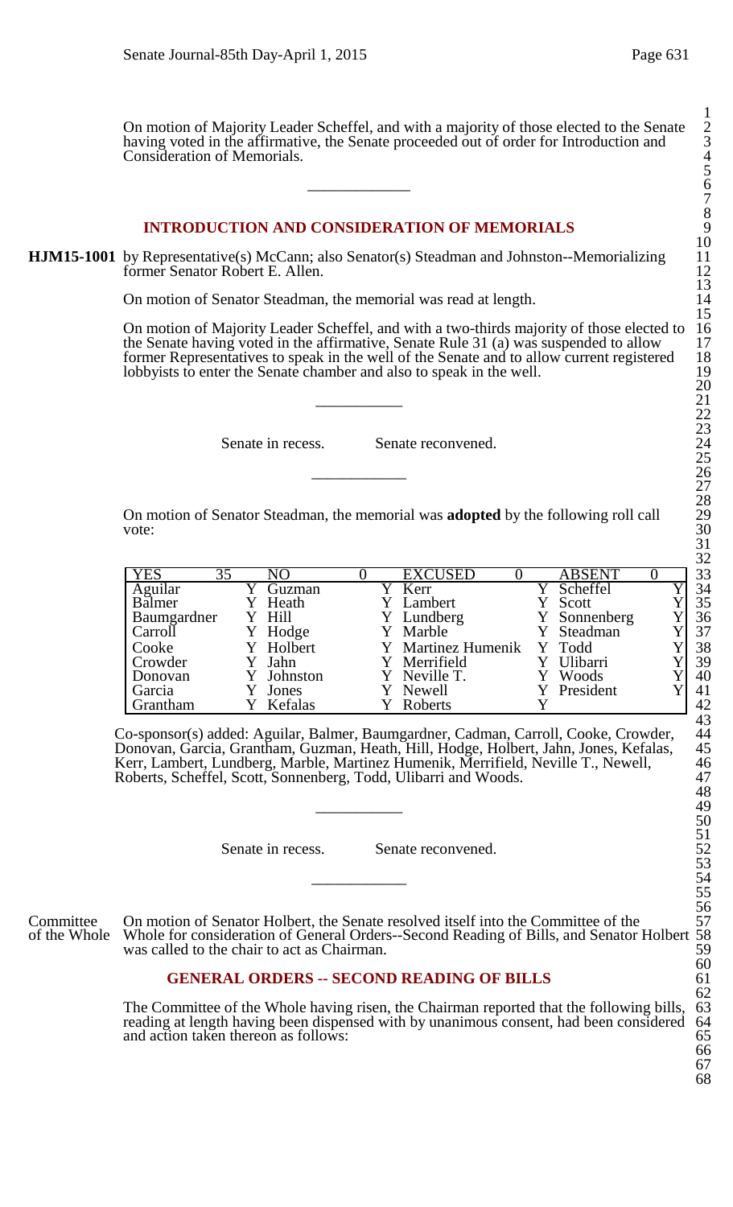On motion of Majority Leader Scheffel, and with a majority of those elected to the Senate having voted in the affirmative, the Senate proceeded out of order for Introduction and Consideration of Memorials.

---

## INTRODUCTION AND CONSIDERATION OF MEMORIALS

**HJM15-1001** by Representative(s) McCann; also Senator(s) Steadman and Johnston--Memorializing former Senator Robert E. Allen.

On motion of Senator Steadman, the memorial was read at length.

On motion of Majority Leader Scheffel, and with a two-thirds majority of those elected to the Senate having voted in the affirmative, Senate Rule 31 (a) was suspended to allow former Representatives to speak in the well of the Senate and to allow current registered lobbyists to enter the Senate chamber and also to speak in the well.

---

Senate in recess. Senate reconvened.

---

On motion of Senator Steadman, the memorial was **adopted** by the following roll call vote:

| YES | 35 | NO | 0 | EXCUSED | 0 | ABSENT | 0 |
|---|---|---|---|---|---|---|---|
| Aguilar | Y | Guzman | Y | Kerr | Y | Scheffel | Y |
| Balmer | Y | Heath | Y | Lambert | Y | Scott | Y |
| Baumgardner | Y | Hill | Y | Lundberg | Y | Sonnenberg | Y |
| Carroll | Y | Hodge | Y | Marble | Y | Steadman | Y |
| Cooke | Y | Holbert | Y | Martinez Humenik | Y | Todd | Y |
| Crowder | Y | Jahn | Y | Merrifield | Y | Ulibarri | Y |
| Donovan | Y | Johnston | Y | Neville T. | Y | Woods | Y |
| Garcia | Y | Jones | Y | Newell | Y | President | Y |
| Grantham | Y | Kefalas | Y | Roberts | Y | | |

Co-sponsor(s) added: Aguilar, Balmer, Baumgardner, Cadman, Carroll, Cooke, Crowder, Donovan, Garcia, Grantham, Guzman, Heath, Hill, Hodge, Holbert, Jahn, Jones, Kefalas, Kerr, Lambert, Lundberg, Marble, Martinez Humenik, Merrifield, Neville T., Newell, Roberts, Scheffel, Scott, Sonnenberg, Todd, Ulibarri and Woods.

---

Senate in recess. Senate reconvened.

---

Committee of the Whole

On motion of Senator Holbert, the Senate resolved itself into the Committee of the Whole for consideration of General Orders--Second Reading of Bills, and Senator Holbert was called to the chair to act as Chairman.

## GENERAL ORDERS -- SECOND READING OF BILLS

The Committee of the Whole having risen, the Chairman reported that the following bills, reading at length having been dispensed with by unanimous consent, had been considered and action taken thereon as follows: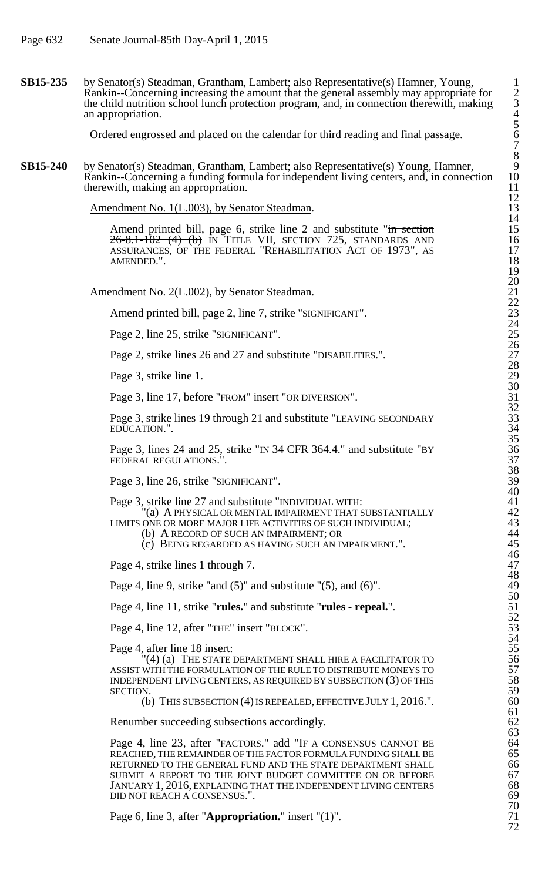**SB15-235** by Senator(s) Steadman, Grantham, Lambert; also Representative(s) Hamner, Young, Rankin--Concerning increasing the amount that the general assembly may appropriate for the child nutrition school lunch protection program, and, in connection therewith, making an appropriation.

Ordered engrossed and placed on the calendar for third reading and final passage.

**SB15-240** by Senator(s) Steadman, Grantham, Lambert; also Representative(s) Young, Hamner, Rankin--Concerning a funding formula for independent living centers, and, in connection therewith, making an appropriation.

Amendment No. 1(L.003), by Senator Steadman.

Amend printed bill, page 6, strike line 2 and substitute "~~in section 26-8.1-102 (4) (b)~~ IN TITLE VII, SECTION 725, STANDARDS AND ASSURANCES, OF THE FEDERAL "REHABILITATION ACT OF 1973", AS AMENDED.".

Amendment No. 2(L.002), by Senator Steadman.

Amend printed bill, page 2, line 7, strike "SIGNIFICANT".

Page 2, line 25, strike "SIGNIFICANT".

Page 2, strike lines 26 and 27 and substitute "DISABILITIES.".

Page 3, strike line 1.

Page 3, line 17, before "FROM" insert "OR DIVERSION".

Page 3, strike lines 19 through 21 and substitute "LEAVING SECONDARY EDUCATION.".

Page 3, lines 24 and 25, strike "IN 34 CFR 364.4." and substitute "BY FEDERAL REGULATIONS.".

Page 3, line 26, strike "SIGNIFICANT".

Page 3, strike line 27 and substitute "INDIVIDUAL WITH:
"(a) A PHYSICAL OR MENTAL IMPAIRMENT THAT SUBSTANTIALLY LIMITS ONE OR MORE MAJOR LIFE ACTIVITIES OF SUCH INDIVIDUAL;
(b) A RECORD OF SUCH AN IMPAIRMENT; OR
(c) BEING REGARDED AS HAVING SUCH AN IMPAIRMENT.".

Page 4, strike lines 1 through 7.

Page 4, line 9, strike "and (5)" and substitute "(5), and (6)".

Page 4, line 11, strike "**rules.**" and substitute "**rules - repeal.**".

Page 4, line 12, after "THE" insert "BLOCK".

Page 4, after line 18 insert:
"(4) (a) THE STATE DEPARTMENT SHALL HIRE A FACILITATOR TO ASSIST WITH THE FORMULATION OF THE RULE TO DISTRIBUTE MONEYS TO INDEPENDENT LIVING CENTERS, AS REQUIRED BY SUBSECTION (3) OF THIS SECTION.
(b) THIS SUBSECTION (4) IS REPEALED, EFFECTIVE JULY 1, 2016.".

Renumber succeeding subsections accordingly.

Page 4, line 23, after "FACTORS." add "IF A CONSENSUS CANNOT BE REACHED, THE REMAINDER OF THE FACTOR FORMULA FUNDING SHALL BE RETURNED TO THE GENERAL FUND AND THE STATE DEPARTMENT SHALL SUBMIT A REPORT TO THE JOINT BUDGET COMMITTEE ON OR BEFORE JANUARY 1, 2016, EXPLAINING THAT THE INDEPENDENT LIVING CENTERS DID NOT REACH A CONSENSUS.".

Page 6, line 3, after "**Appropriation.**" insert "(1)".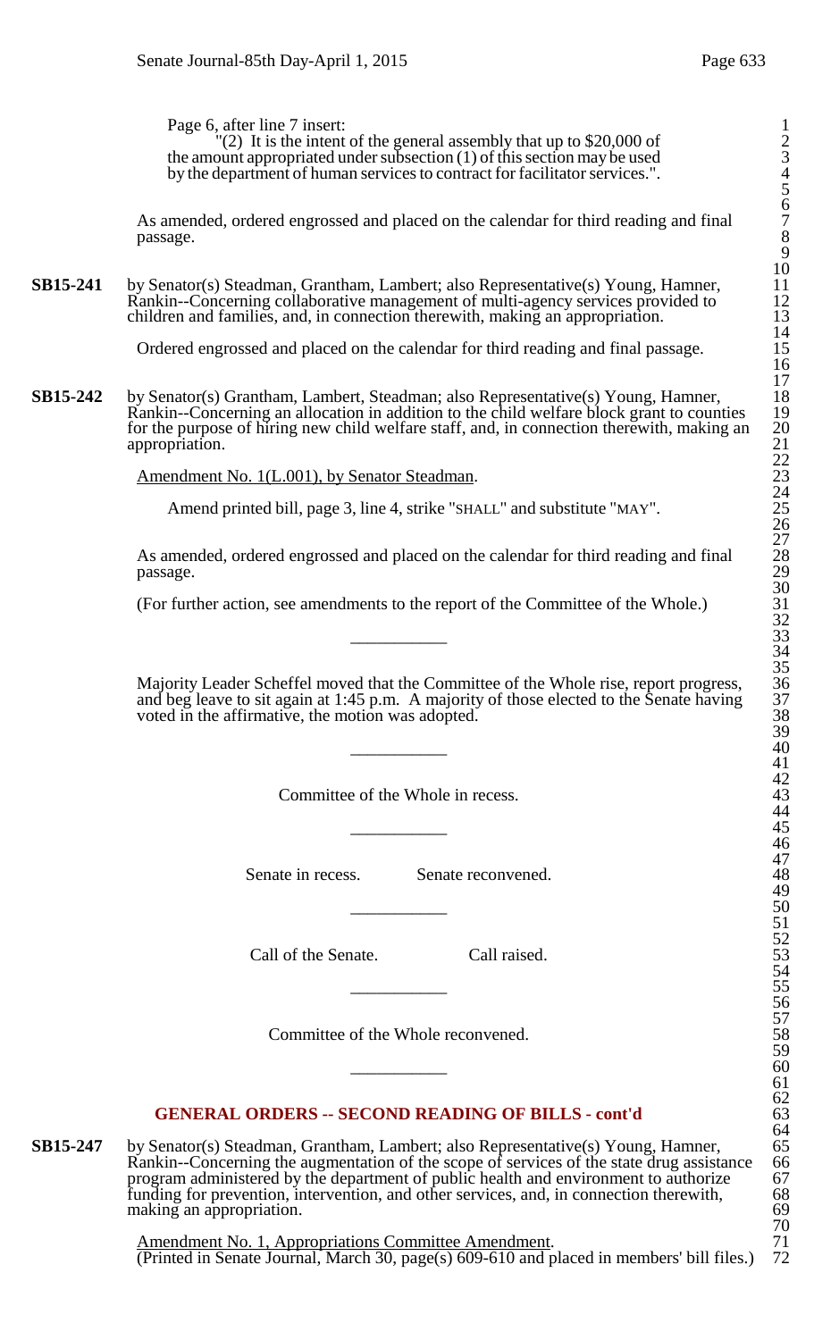Page 6, after line 7 insert:

"(2) It is the intent of the general assembly that up to $20,000 of the amount appropriated under subsection (1) of this section may be used by the department of human services to contract for facilitator services.".

As amended, ordered engrossed and placed on the calendar for third reading and final passage.

**SB15-241** by Senator(s) Steadman, Grantham, Lambert; also Representative(s) Young, Hamner, Rankin--Concerning collaborative management of multi-agency services provided to children and families, and, in connection therewith, making an appropriation.

Ordered engrossed and placed on the calendar for third reading and final passage.

**SB15-242** by Senator(s) Grantham, Lambert, Steadman; also Representative(s) Young, Hamner, Rankin--Concerning an allocation in addition to the child welfare block grant to counties for the purpose of hiring new child welfare staff, and, in connection therewith, making an appropriation.

Amendment No. 1(L.001), by Senator Steadman.

Amend printed bill, page 3, line 4, strike "SHALL" and substitute "MAY".

As amended, ordered engrossed and placed on the calendar for third reading and final passage.

(For further action, see amendments to the report of the Committee of the Whole.)

---

Majority Leader Scheffel moved that the Committee of the Whole rise, report progress, and beg leave to sit again at 1:45 p.m. A majority of those elected to the Senate having voted in the affirmative, the motion was adopted.

---

Committee of the Whole in recess.

---

Senate in recess. Senate reconvened.

---

Call of the Senate. Call raised.

---

Committee of the Whole reconvened.

---

## GENERAL ORDERS -- SECOND READING OF BILLS - cont'd

**SB15-247** by Senator(s) Steadman, Grantham, Lambert; also Representative(s) Young, Hamner, Rankin--Concerning the augmentation of the scope of services of the state drug assistance program administered by the department of public health and environment to authorize funding for prevention, intervention, and other services, and, in connection therewith, making an appropriation.

Amendment No. 1, Appropriations Committee Amendment.
(Printed in Senate Journal, March 30, page(s) 609-610 and placed in members' bill files.)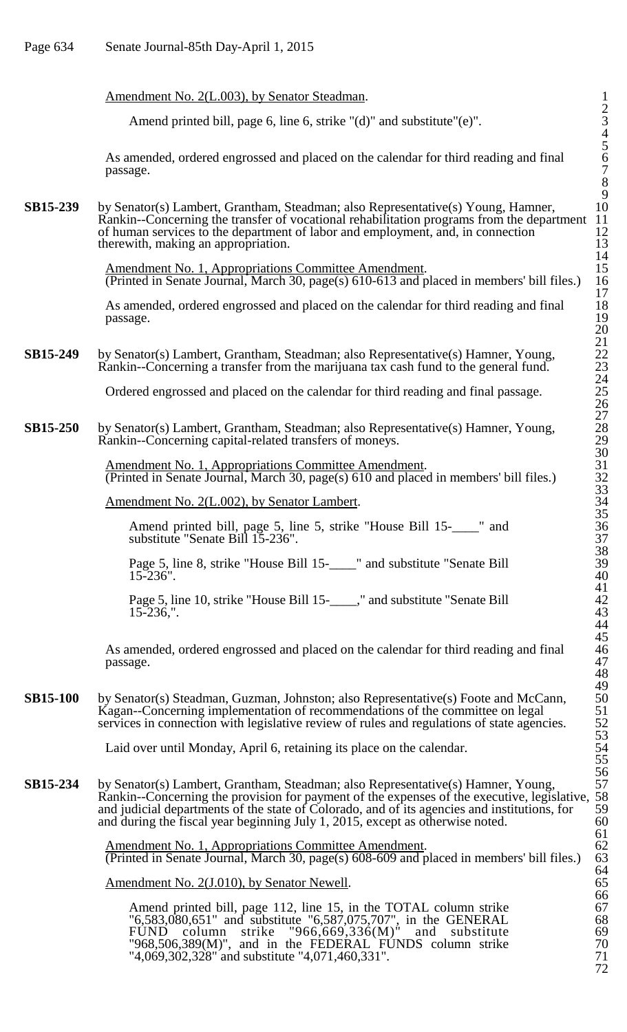Amendment No. 2(L.003), by Senator Steadman.

Amend printed bill, page 6, line 6, strike "(d)" and substitute"(e)".

As amended, ordered engrossed and placed on the calendar for third reading and final passage.

**SB15-239** by Senator(s) Lambert, Grantham, Steadman; also Representative(s) Young, Hamner, Rankin--Concerning the transfer of vocational rehabilitation programs from the department of human services to the department of labor and employment, and, in connection therewith, making an appropriation.

Amendment No. 1, Appropriations Committee Amendment.
(Printed in Senate Journal, March 30, page(s) 610-613 and placed in members' bill files.)

As amended, ordered engrossed and placed on the calendar for third reading and final passage.

**SB15-249** by Senator(s) Lambert, Grantham, Steadman; also Representative(s) Hamner, Young, Rankin--Concerning a transfer from the marijuana tax cash fund to the general fund.

Ordered engrossed and placed on the calendar for third reading and final passage.

**SB15-250** by Senator(s) Lambert, Grantham, Steadman; also Representative(s) Hamner, Young, Rankin--Concerning capital-related transfers of moneys.

Amendment No. 1, Appropriations Committee Amendment.
(Printed in Senate Journal, March 30, page(s) 610 and placed in members' bill files.)

Amendment No. 2(L.002), by Senator Lambert.

Amend printed bill, page 5, line 5, strike "House Bill 15-____" and substitute "Senate Bill 15-236".

Page 5, line 8, strike "House Bill 15-____" and substitute "Senate Bill 15-236".

Page 5, line 10, strike "House Bill 15-____," and substitute "Senate Bill 15-236,".

As amended, ordered engrossed and placed on the calendar for third reading and final passage.

**SB15-100** by Senator(s) Steadman, Guzman, Johnston; also Representative(s) Foote and McCann, Kagan--Concerning implementation of recommendations of the committee on legal services in connection with legislative review of rules and regulations of state agencies.

Laid over until Monday, April 6, retaining its place on the calendar.

**SB15-234** by Senator(s) Lambert, Grantham, Steadman; also Representative(s) Hamner, Young, Rankin--Concerning the provision for payment of the expenses of the executive, legislative, and judicial departments of the state of Colorado, and of its agencies and institutions, for and during the fiscal year beginning July 1, 2015, except as otherwise noted.

Amendment No. 1, Appropriations Committee Amendment.
(Printed in Senate Journal, March 30, page(s) 608-609 and placed in members' bill files.)

Amendment No. 2(J.010), by Senator Newell.

Amend printed bill, page 112, line 15, in the TOTAL column strike "6,583,080,651" and substitute "6,587,075,707", in the GENERAL FUND column strike "966,669,336(M)" and substitute "968,506,389(M)", and in the FEDERAL FUNDS column strike "4,069,302,328" and substitute "4,071,460,331".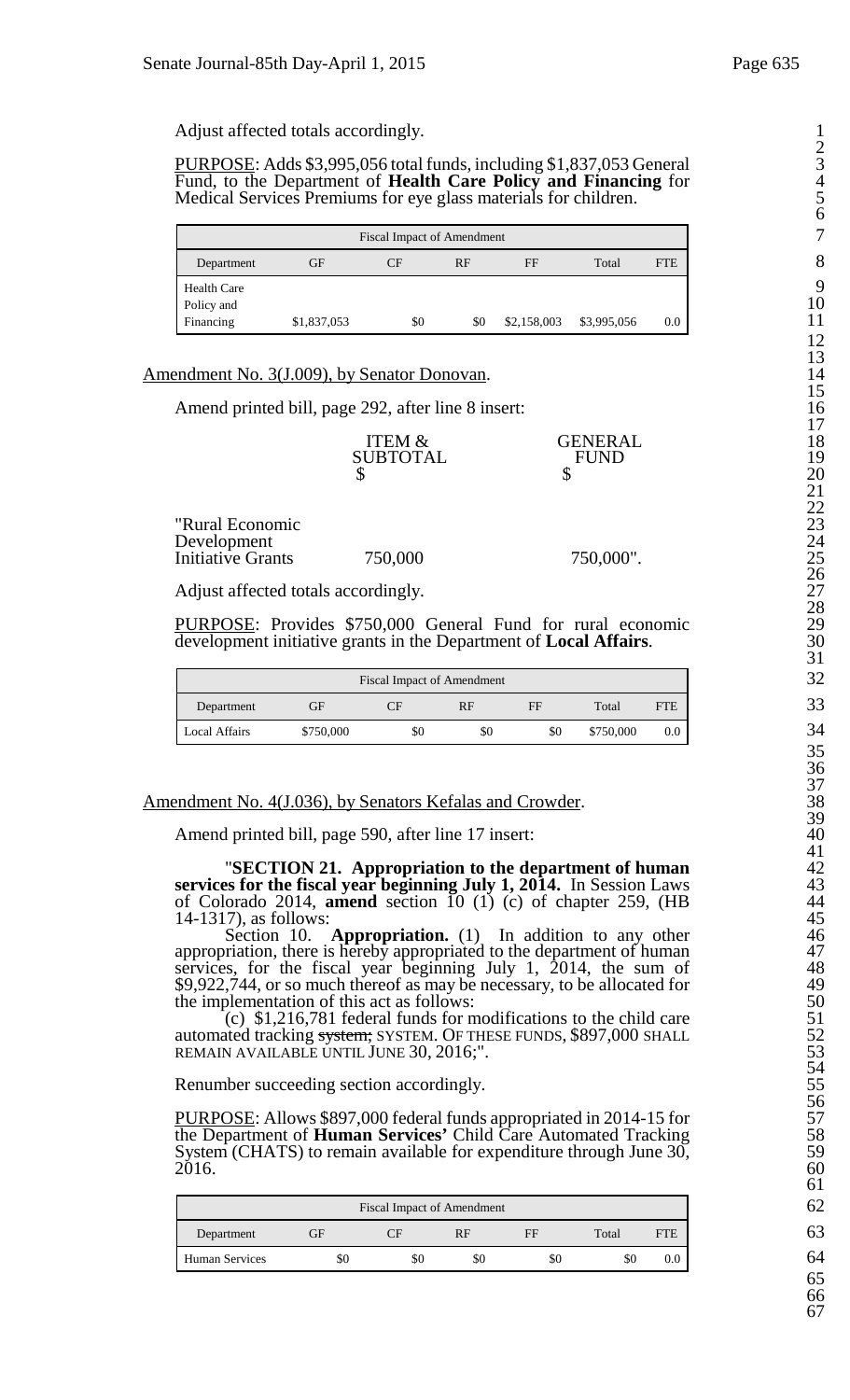Adjust affected totals accordingly.

PURPOSE: Adds $3,995,056 total funds, including $1,837,053 General Fund, to the Department of **Health Care Policy and Financing** for Medical Services Premiums for eye glass materials for children.

| Fiscal Impact of Amendment | | | | | | |
|---|---|---|---|---|---|---|
| Department | GF | CF | RF | FF | Total | FTE |
| Health Care Policy and Financing | $1,837,053 | $0 | $0 | $2,158,003 | $3,995,056 | 0.0 |

Amendment No. 3(J.009), by Senator Donovan.

Amend printed bill, page 292, after line 8 insert:

| | ITEM & SUBTOTAL $ | GENERAL FUND $ |
|---|---|---|
| "Rural Economic Development Initiative Grants | 750,000 | 750,000". |

Adjust affected totals accordingly.

PURPOSE: Provides $750,000 General Fund for rural economic development initiative grants in the Department of **Local Affairs**.

| Fiscal Impact of Amendment | | | | | | |
|---|---|---|---|---|---|---|
| Department | GF | CF | RF | FF | Total | FTE |
| Local Affairs | $750,000 | $0 | $0 | $0 | $750,000 | 0.0 |

Amendment No. 4(J.036), by Senators Kefalas and Crowder.

Amend printed bill, page 590, after line 17 insert:

"**SECTION 21. Appropriation to the department of human services for the fiscal year beginning July 1, 2014.** In Session Laws of Colorado 2014, **amend** section 10 (1) (c) of chapter 259, (HB 14-1317), as follows:

Section 10. **Appropriation.** (1) In addition to any other appropriation, there is hereby appropriated to the department of human services, for the fiscal year beginning July 1, 2014, the sum of $9,922,744, or so much thereof as may be necessary, to be allocated for the implementation of this act as follows:

(c) $1,216,781 federal funds for modifications to the child care automated tracking ~~system;~~ SYSTEM. OF THESE FUNDS, $897,000 SHALL REMAIN AVAILABLE UNTIL JUNE 30, 2016;".

Renumber succeeding section accordingly.

PURPOSE: Allows $897,000 federal funds appropriated in 2014-15 for the Department of **Human Services'** Child Care Automated Tracking System (CHATS) to remain available for expenditure through June 30, 2016.

| Fiscal Impact of Amendment | | | | | | |
|---|---|---|---|---|---|---|
| Department | GF | CF | RF | FF | Total | FTE |
| Human Services | $0 | $0 | $0 | $0 | $0 | 0.0 |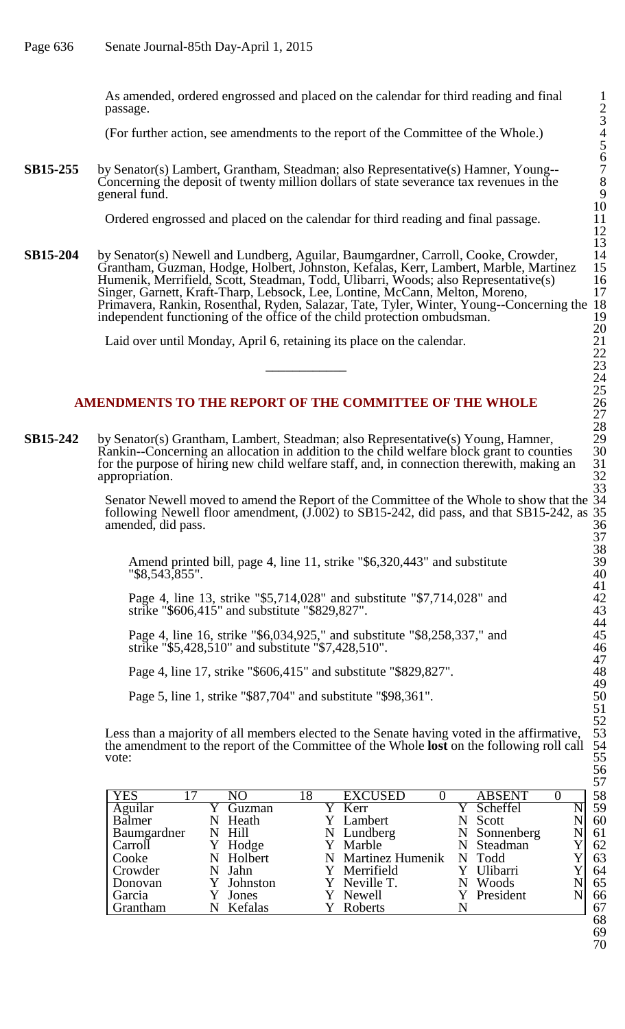As amended, ordered engrossed and placed on the calendar for third reading and final passage.

(For further action, see amendments to the report of the Committee of the Whole.)

**SB15-255** by Senator(s) Lambert, Grantham, Steadman; also Representative(s) Hamner, Young--Concerning the deposit of twenty million dollars of state severance tax revenues in the general fund.

Ordered engrossed and placed on the calendar for third reading and final passage.

**SB15-204** by Senator(s) Newell and Lundberg, Aguilar, Baumgardner, Carroll, Cooke, Crowder, Grantham, Guzman, Hodge, Holbert, Johnston, Kefalas, Kerr, Lambert, Marble, Martinez Humenik, Merrifield, Scott, Steadman, Todd, Ulibarri, Woods; also Representative(s) Singer, Garnett, Kraft-Tharp, Lebsock, Lee, Lontine, McCann, Melton, Moreno, Primavera, Rankin, Rosenthal, Ryden, Salazar, Tate, Tyler, Winter, Young--Concerning the independent functioning of the office of the child protection ombudsman.

Laid over until Monday, April 6, retaining its place on the calendar.

---

## AMENDMENTS TO THE REPORT OF THE COMMITTEE OF THE WHOLE

**SB15-242** by Senator(s) Grantham, Lambert, Steadman; also Representative(s) Young, Hamner, Rankin--Concerning an allocation in addition to the child welfare block grant to counties for the purpose of hiring new child welfare staff, and, in connection therewith, making an appropriation.

Senator Newell moved to amend the Report of the Committee of the Whole to show that the following Newell floor amendment, (J.002) to SB15-242, did pass, and that SB15-242, as amended, did pass.

Amend printed bill, page 4, line 11, strike "$6,320,443" and substitute "$8,543,855".

Page 4, line 13, strike "$5,714,028" and substitute "$7,714,028" and strike "$606,415" and substitute "$829,827".

Page 4, line 16, strike "$6,034,925," and substitute "$8,258,337," and strike "$5,428,510" and substitute "$7,428,510".

Page 4, line 17, strike "$606,415" and substitute "$829,827".

Page 5, line 1, strike "$87,704" and substitute "$98,361".

Less than a majority of all members elected to the Senate having voted in the affirmative, the amendment to the report of the Committee of the Whole **lost** on the following roll call vote:

| YES | 17 | NO | 18 | EXCUSED | 0 | ABSENT | 0 |
|---|---|---|---|---|---|---|---|
| Aguilar | Y | Guzman | Y | Kerr | Y | Scheffel | N |
| Balmer | N | Heath | Y | Lambert | N | Scott | N |
| Baumgardner | N | Hill | N | Lundberg | N | Sonnenberg | N |
| Carroll | Y | Hodge | Y | Marble | N | Steadman | Y |
| Cooke | N | Holbert | N | Martinez Humenik | N | Todd | Y |
| Crowder | N | Jahn | Y | Merrifield | Y | Ulibarri | Y |
| Donovan | Y | Johnston | Y | Neville T. | N | Woods | N |
| Garcia | Y | Jones | Y | Newell | Y | President | N |
| Grantham | N | Kefalas | Y | Roberts | N | | |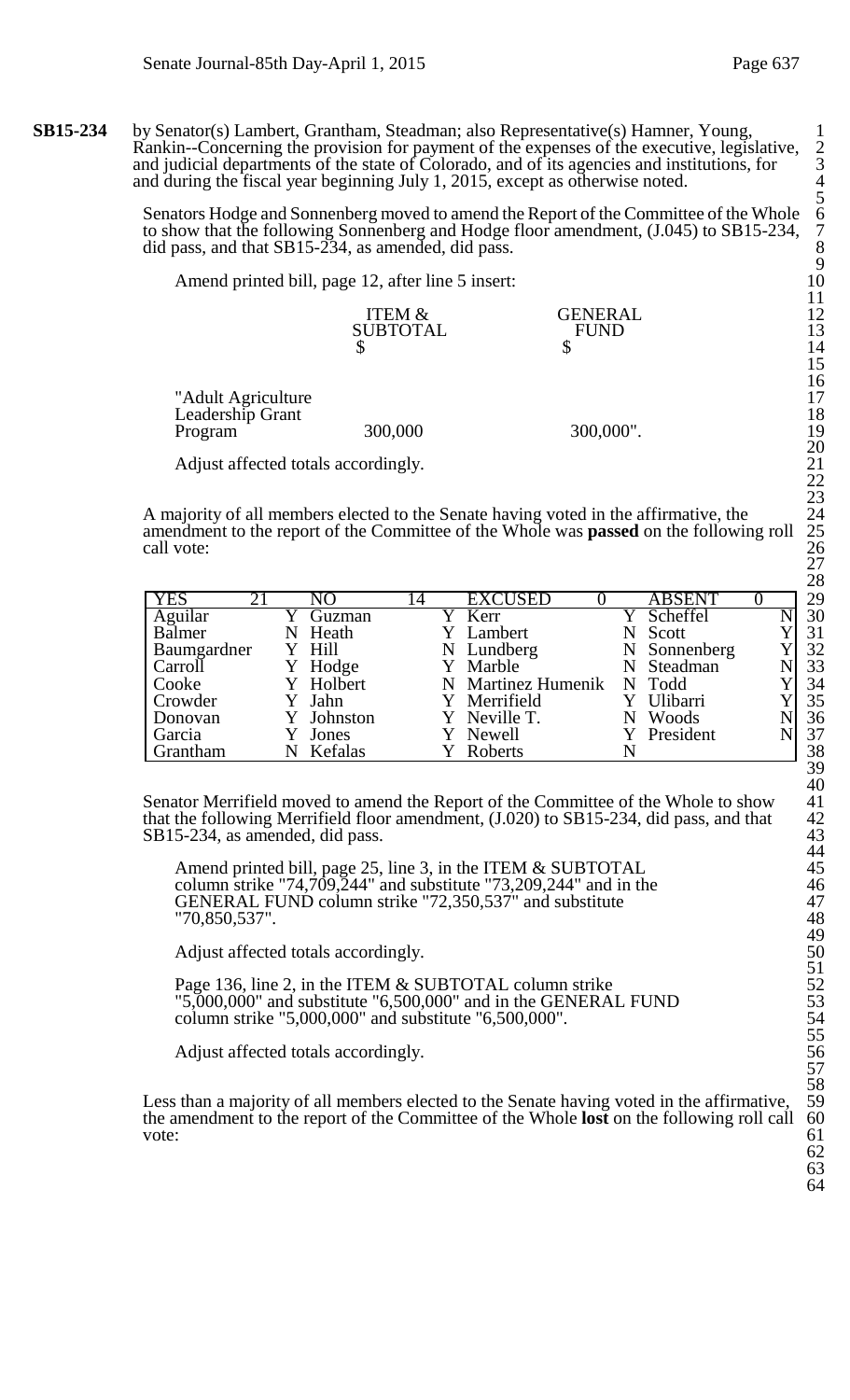**SB15-234** by Senator(s) Lambert, Grantham, Steadman; also Representative(s) Hamner, Young, Rankin--Concerning the provision for payment of the expenses of the executive, legislative, and judicial departments of the state of Colorado, and of its agencies and institutions, for and during the fiscal year beginning July 1, 2015, except as otherwise noted.

Senators Hodge and Sonnenberg moved to amend the Report of the Committee of the Whole to show that the following Sonnenberg and Hodge floor amendment, (J.045) to SB15-234, did pass, and that SB15-234, as amended, did pass.

Amend printed bill, page 12, after line 5 insert:

| | ITEM & SUBTOTAL $ | GENERAL FUND $ |
|---|---|---|
| "Adult Agriculture Leadership Grant Program | 300,000 | 300,000". |

Adjust affected totals accordingly.

A majority of all members elected to the Senate having voted in the affirmative, the amendment to the report of the Committee of the Whole was **passed** on the following roll call vote:

| YES 21 | | NO 14 | | EXCUSED 0 | | ABSENT 0 | |
|---|---|---|---|---|---|---|---|
| Aguilar | Y | Guzman | Y | Kerr | Y | Scheffel | N |
| Balmer | N | Heath | Y | Lambert | N | Scott | Y |
| Baumgardner | Y | Hill | N | Lundberg | N | Sonnenberg | Y |
| Carroll | Y | Hodge | Y | Marble | N | Steadman | N |
| Cooke | Y | Holbert | N | Martinez Humenik | N | Todd | Y |
| Crowder | Y | Jahn | Y | Merrifield | Y | Ulibarri | Y |
| Donovan | Y | Johnston | Y | Neville T. | N | Woods | N |
| Garcia | Y | Jones | Y | Newell | Y | President | N |
| Grantham | N | Kefalas | Y | Roberts | N | | |

Senator Merrifield moved to amend the Report of the Committee of the Whole to show that the following Merrifield floor amendment, (J.020) to SB15-234, did pass, and that SB15-234, as amended, did pass.

Amend printed bill, page 25, line 3, in the ITEM & SUBTOTAL column strike "74,709,244" and substitute "73,209,244" and in the GENERAL FUND column strike "72,350,537" and substitute "70,850,537".

Adjust affected totals accordingly.

Page 136, line 2, in the ITEM & SUBTOTAL column strike "5,000,000" and substitute "6,500,000" and in the GENERAL FUND column strike "5,000,000" and substitute "6,500,000".

Adjust affected totals accordingly.

Less than a majority of all members elected to the Senate having voted in the affirmative, the amendment to the report of the Committee of the Whole **lost** on the following roll call vote: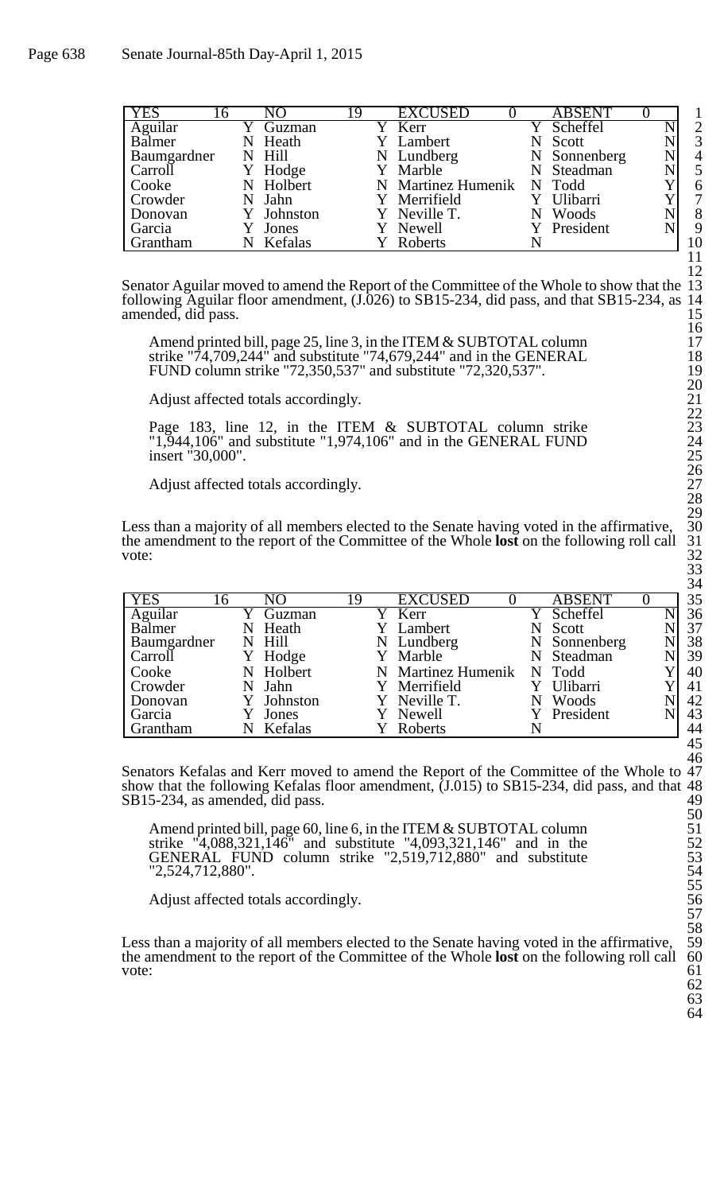| YES | 16 | NO | 19 | EXCUSED | 0 | ABSENT | 0 |
|---|---|---|---|---|---|---|---|
| Aguilar | Y | Guzman | Y | Kerr | Y | Scheffel | N |
| Balmer | N | Heath | Y | Lambert | N | Scott | N |
| Baumgardner | N | Hill | N | Lundberg | N | Sonnenberg | N |
| Carroll | Y | Hodge | Y | Marble | N | Steadman | N |
| Cooke | N | Holbert | N | Martinez Humenik | N | Todd | Y |
| Crowder | N | Jahn | Y | Merrifield | Y | Ulibarri | Y |
| Donovan | Y | Johnston | Y | Neville T. | N | Woods | N |
| Garcia | Y | Jones | Y | Newell | Y | President | N |
| Grantham | N | Kefalas | Y | Roberts | N | | |

Senator Aguilar moved to amend the Report of the Committee of the Whole to show that the following Aguilar floor amendment, (J.026) to SB15-234, did pass, and that SB15-234, as amended, did pass.

> Amend printed bill, page 25, line 3, in the ITEM & SUBTOTAL column strike "74,709,244" and substitute "74,679,244" and in the GENERAL FUND column strike "72,350,537" and substitute "72,320,537".
>
> Adjust affected totals accordingly.
>
> Page 183, line 12, in the ITEM & SUBTOTAL column strike "1,944,106" and substitute "1,974,106" and in the GENERAL FUND insert "30,000".
>
> Adjust affected totals accordingly.

Less than a majority of all members elected to the Senate having voted in the affirmative, the amendment to the report of the Committee of the Whole **lost** on the following roll call vote:

| YES | 16 | NO | 19 | EXCUSED | 0 | ABSENT | 0 |
|---|---|---|---|---|---|---|---|
| Aguilar | Y | Guzman | Y | Kerr | Y | Scheffel | N |
| Balmer | N | Heath | Y | Lambert | N | Scott | N |
| Baumgardner | N | Hill | N | Lundberg | N | Sonnenberg | N |
| Carroll | Y | Hodge | Y | Marble | N | Steadman | N |
| Cooke | N | Holbert | N | Martinez Humenik | N | Todd | Y |
| Crowder | N | Jahn | Y | Merrifield | Y | Ulibarri | Y |
| Donovan | Y | Johnston | Y | Neville T. | N | Woods | N |
| Garcia | Y | Jones | Y | Newell | Y | President | N |
| Grantham | N | Kefalas | Y | Roberts | N | | |

Senators Kefalas and Kerr moved to amend the Report of the Committee of the Whole to show that the following Kefalas floor amendment, (J.015) to SB15-234, did pass, and that SB15-234, as amended, did pass.

> Amend printed bill, page 60, line 6, in the ITEM & SUBTOTAL column strike "4,088,321,146" and substitute "4,093,321,146" and in the GENERAL FUND column strike "2,519,712,880" and substitute "2,524,712,880".
>
> Adjust affected totals accordingly.

Less than a majority of all members elected to the Senate having voted in the affirmative, the amendment to the report of the Committee of the Whole **lost** on the following roll call vote: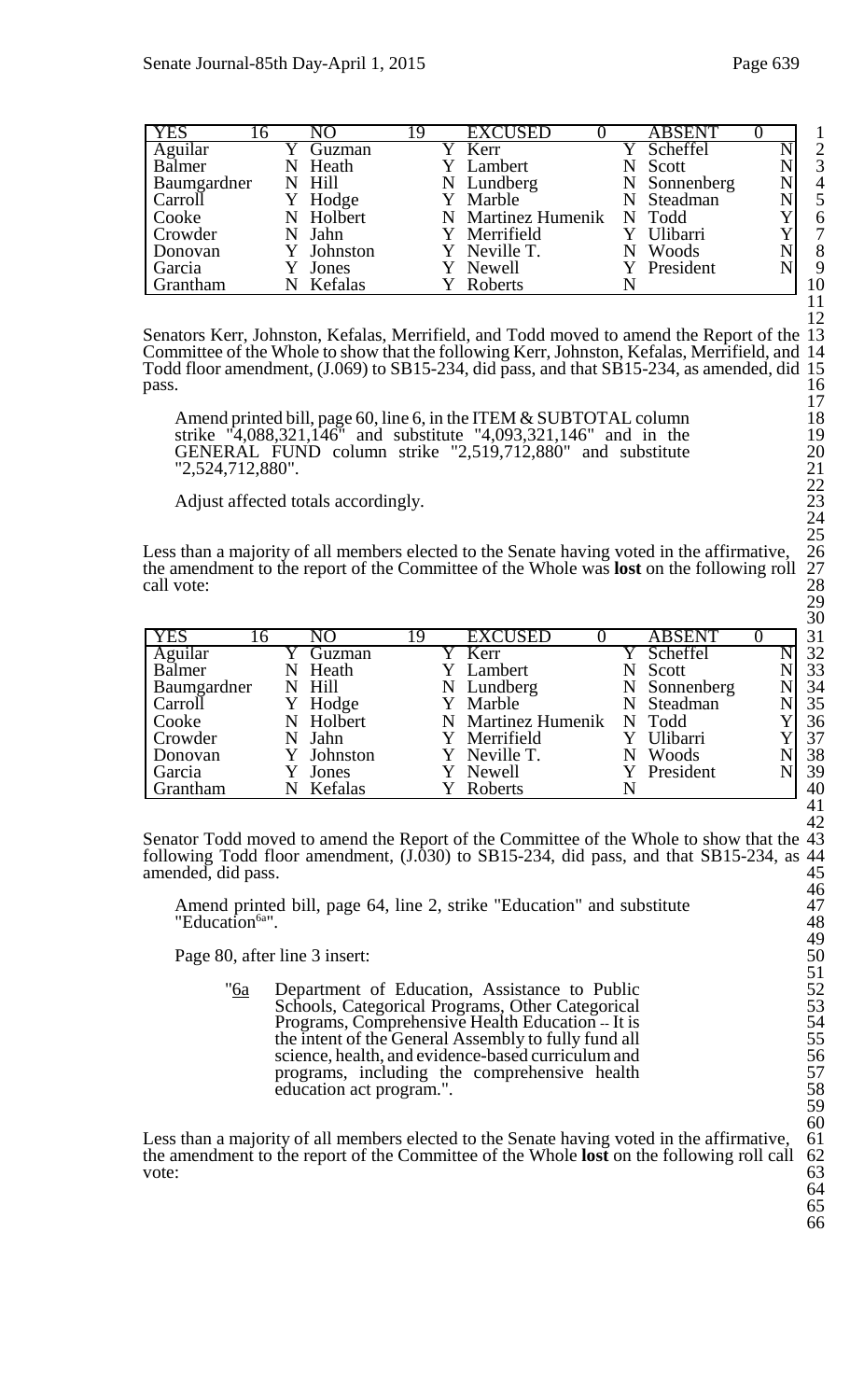| YES | 16 | NO | 19 | EXCUSED | 0 | ABSENT | 0 |
|---|---|---|---|---|---|---|---|
| Aguilar | Y | Guzman | Y | Kerr | Y | Scheffel | N |
| Balmer | N | Heath | Y | Lambert | N | Scott | N |
| Baumgardner | N | Hill | N | Lundberg | N | Sonnenberg | N |
| Carroll | Y | Hodge | Y | Marble | N | Steadman | N |
| Cooke | N | Holbert | N | Martinez Humenik | N | Todd | Y |
| Crowder | N | Jahn | Y | Merrifield | Y | Ulibarri | Y |
| Donovan | Y | Johnston | Y | Neville T. | N | Woods | N |
| Garcia | Y | Jones | Y | Newell | Y | President | N |
| Grantham | N | Kefalas | Y | Roberts | N | | |

Senators Kerr, Johnston, Kefalas, Merrifield, and Todd moved to amend the Report of the Committee of the Whole to show that the following Kerr, Johnston, Kefalas, Merrifield, and Todd floor amendment, (J.069) to SB15-234, did pass, and that SB15-234, as amended, did pass.

> Amend printed bill, page 60, line 6, in the ITEM & SUBTOTAL column strike "4,088,321,146" and substitute "4,093,321,146" and in the GENERAL FUND column strike "2,519,712,880" and substitute "2,524,712,880".
>
> Adjust affected totals accordingly.

Less than a majority of all members elected to the Senate having voted in the affirmative, the amendment to the report of the Committee of the Whole was **lost** on the following roll call vote:

| YES | 16 | NO | 19 | EXCUSED | 0 | ABSENT | 0 |
|---|---|---|---|---|---|---|---|
| Aguilar | Y | Guzman | Y | Kerr | Y | Scheffel | N |
| Balmer | N | Heath | Y | Lambert | N | Scott | N |
| Baumgardner | N | Hill | N | Lundberg | N | Sonnenberg | N |
| Carroll | Y | Hodge | Y | Marble | N | Steadman | N |
| Cooke | N | Holbert | N | Martinez Humenik | N | Todd | Y |
| Crowder | N | Jahn | Y | Merrifield | Y | Ulibarri | Y |
| Donovan | Y | Johnston | Y | Neville T. | N | Woods | N |
| Garcia | Y | Jones | Y | Newell | Y | President | N |
| Grantham | N | Kefalas | Y | Roberts | N | | |

Senator Todd moved to amend the Report of the Committee of the Whole to show that the following Todd floor amendment, (J.030) to SB15-234, did pass, and that SB15-234, as amended, did pass.

> Amend printed bill, page 64, line 2, strike "Education" and substitute "Education[6a]".
>
> Page 80, after line 3 insert:
>
> "6a Department of Education, Assistance to Public Schools, Categorical Programs, Other Categorical Programs, Comprehensive Health Education -- It is the intent of the General Assembly to fully fund all science, health, and evidence-based curriculum and programs, including the comprehensive health education act program.".

Less than a majority of all members elected to the Senate having voted in the affirmative, the amendment to the report of the Committee of the Whole **lost** on the following roll call vote: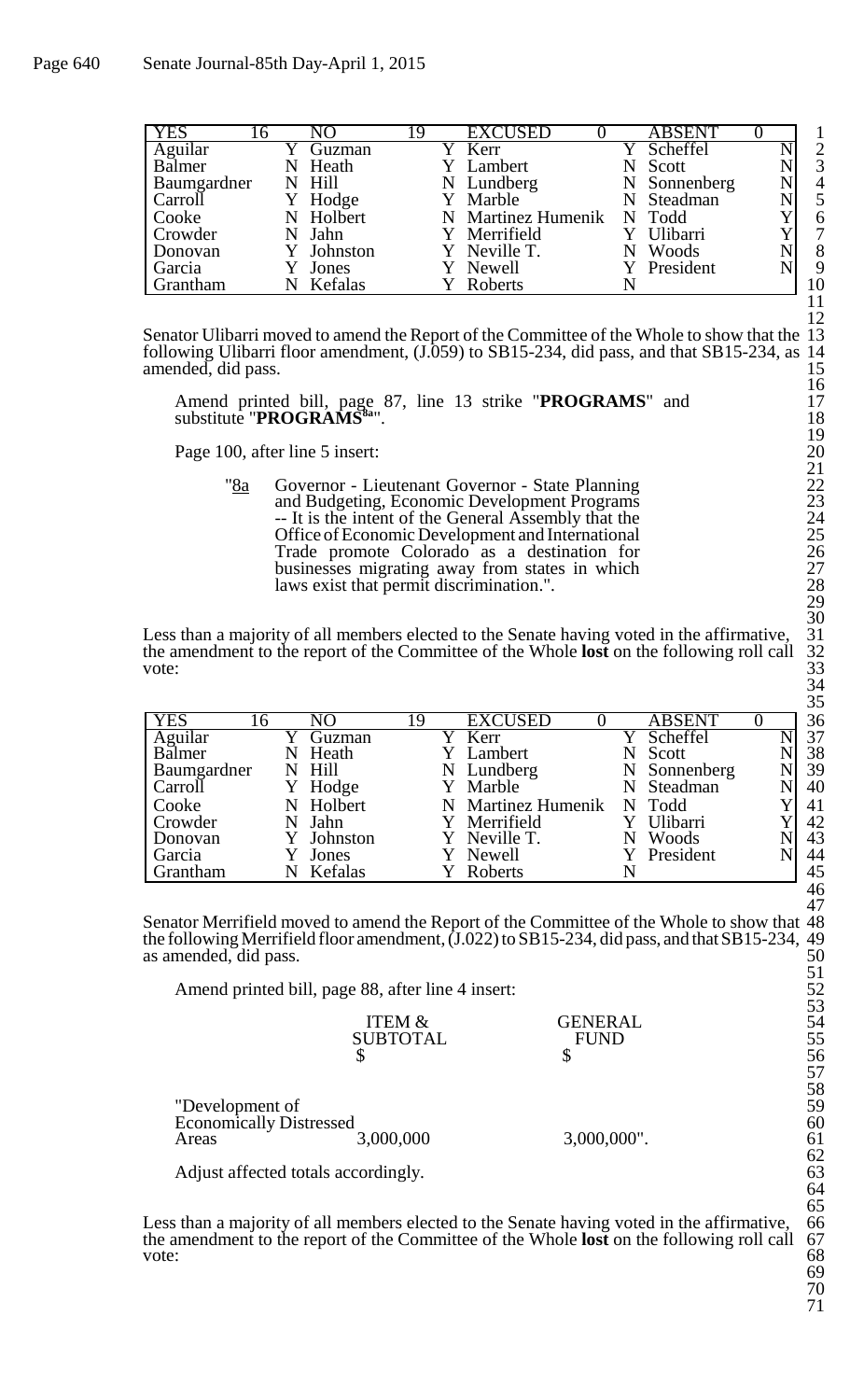| YES | 16 | NO | 19 | EXCUSED | 0 | ABSENT | 0 |
|---|---|---|---|---|---|---|---|
| Aguilar | Y | Guzman | Y | Kerr | Y | Scheffel | N |
| Balmer | N | Heath | Y | Lambert | N | Scott | N |
| Baumgardner | N | Hill | N | Lundberg | N | Sonnenberg | N |
| Carroll | Y | Hodge | Y | Marble | N | Steadman | N |
| Cooke | N | Holbert | N | Martinez Humenik | N | Todd | Y |
| Crowder | N | Jahn | Y | Merrifield | Y | Ulibarri | Y |
| Donovan | Y | Johnston | Y | Neville T. | N | Woods | N |
| Garcia | Y | Jones | Y | Newell | Y | President | N |
| Grantham | N | Kefalas | Y | Roberts | N | | |

Senator Ulibarri moved to amend the Report of the Committee of the Whole to show that the following Ulibarri floor amendment, (J.059) to SB15-234, did pass, and that SB15-234, as amended, did pass.

> Amend printed bill, page 87, line 13 strike "**PROGRAMS**" and substitute "**PROGRAMS**[8a]".
>
> Page 100, after line 5 insert:
>
> "8a Governor - Lieutenant Governor - State Planning and Budgeting, Economic Development Programs -- It is the intent of the General Assembly that the Office of Economic Development and International Trade promote Colorado as a destination for businesses migrating away from states in which laws exist that permit discrimination.".

Less than a majority of all members elected to the Senate having voted in the affirmative, the amendment to the report of the Committee of the Whole **lost** on the following roll call vote:

| YES | 16 | NO | 19 | EXCUSED | 0 | ABSENT | 0 |
|---|---|---|---|---|---|---|---|
| Aguilar | Y | Guzman | Y | Kerr | Y | Scheffel | N |
| Balmer | N | Heath | Y | Lambert | N | Scott | N |
| Baumgardner | N | Hill | N | Lundberg | N | Sonnenberg | N |
| Carroll | Y | Hodge | Y | Marble | N | Steadman | N |
| Cooke | N | Holbert | N | Martinez Humenik | N | Todd | Y |
| Crowder | N | Jahn | Y | Merrifield | Y | Ulibarri | Y |
| Donovan | Y | Johnston | Y | Neville T. | N | Woods | N |
| Garcia | Y | Jones | Y | Newell | Y | President | N |
| Grantham | N | Kefalas | Y | Roberts | N | | |

Senator Merrifield moved to amend the Report of the Committee of the Whole to show that the following Merrifield floor amendment, (J.022) to SB15-234, did pass, and that SB15-234, as amended, did pass.

> Amend printed bill, page 88, after line 4 insert:

| | ITEM & SUBTOTAL | GENERAL FUND |
|---|---|---|
| | $ | $ |
| "Development of Economically Distressed Areas | 3,000,000 | 3,000,000". |

> Adjust affected totals accordingly.

Less than a majority of all members elected to the Senate having voted in the affirmative, the amendment to the report of the Committee of the Whole **lost** on the following roll call vote: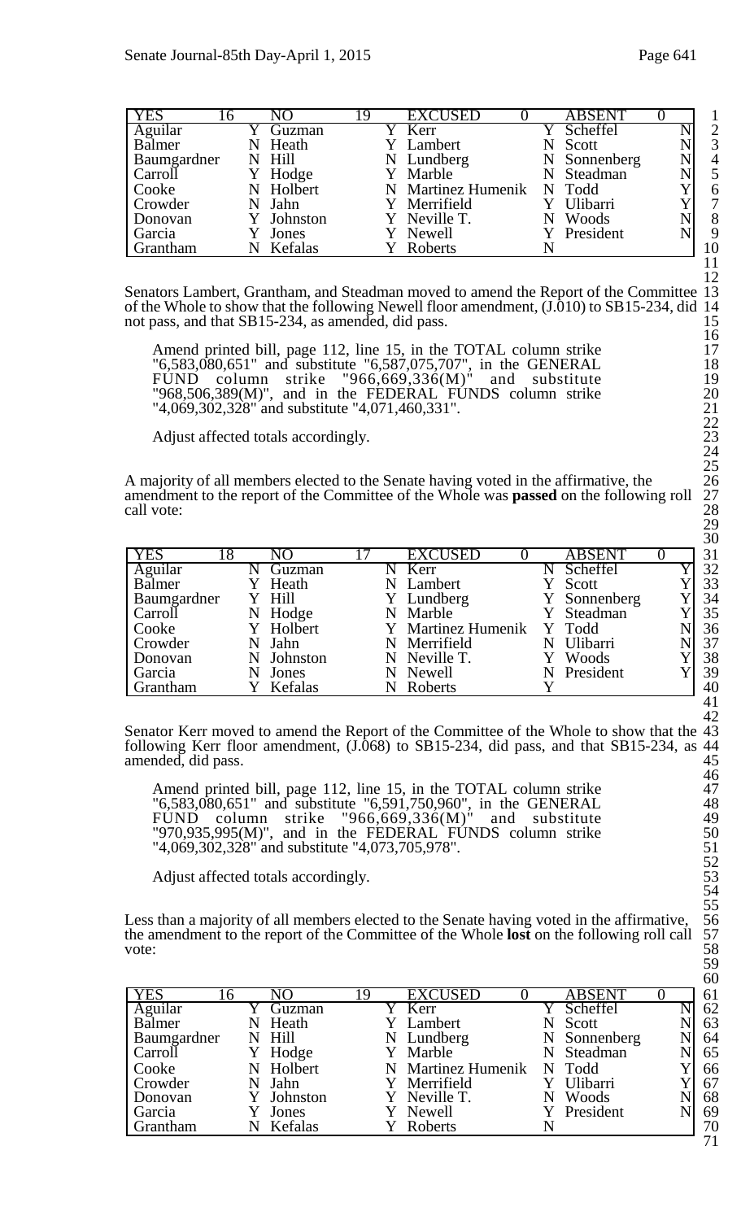| YES | 16 | NO | 19 | EXCUSED | 0 | ABSENT | 0 |
|---|---|---|---|---|---|---|---|
| Aguilar | Y | Guzman | Y | Kerr | Y | Scheffel | N |
| Balmer | N | Heath | Y | Lambert | N | Scott | N |
| Baumgardner | N | Hill | N | Lundberg | N | Sonnenberg | N |
| Carroll | Y | Hodge | Y | Marble | N | Steadman | N |
| Cooke | N | Holbert | N | Martinez Humenik | N | Todd | Y |
| Crowder | N | Jahn | Y | Merrifield | Y | Ulibarri | Y |
| Donovan | Y | Johnston | Y | Neville T. | N | Woods | N |
| Garcia | Y | Jones | Y | Newell | Y | President | N |
| Grantham | N | Kefalas | Y | Roberts | N | | |

Senators Lambert, Grantham, and Steadman moved to amend the Report of the Committee of the Whole to show that the following Newell floor amendment, (J.010) to SB15-234, did not pass, and that SB15-234, as amended, did pass.

Amend printed bill, page 112, line 15, in the TOTAL column strike "6,583,080,651" and substitute "6,587,075,707", in the GENERAL FUND column strike "966,669,336(M)" and substitute "968,506,389(M)", and in the FEDERAL FUNDS column strike "4,069,302,328" and substitute "4,071,460,331".

Adjust affected totals accordingly.

A majority of all members elected to the Senate having voted in the affirmative, the amendment to the report of the Committee of the Whole was **passed** on the following roll call vote:

| YES | 18 | NO | 17 | EXCUSED | 0 | ABSENT | 0 |
|---|---|---|---|---|---|---|---|
| Aguilar | N | Guzman | N | Kerr | N | Scheffel | Y |
| Balmer | Y | Heath | N | Lambert | Y | Scott | Y |
| Baumgardner | Y | Hill | Y | Lundberg | Y | Sonnenberg | Y |
| Carroll | N | Hodge | N | Marble | Y | Steadman | Y |
| Cooke | Y | Holbert | Y | Martinez Humenik | Y | Todd | N |
| Crowder | N | Jahn | N | Merrifield | N | Ulibarri | N |
| Donovan | N | Johnston | N | Neville T. | Y | Woods | Y |
| Garcia | N | Jones | N | Newell | N | President | Y |
| Grantham | Y | Kefalas | N | Roberts | Y | | |

Senator Kerr moved to amend the Report of the Committee of the Whole to show that the following Kerr floor amendment, (J.068) to SB15-234, did pass, and that SB15-234, as amended, did pass.

Amend printed bill, page 112, line 15, in the TOTAL column strike "6,583,080,651" and substitute "6,591,750,960", in the GENERAL FUND column strike "966,669,336(M)" and substitute "970,935,995(M)", and in the FEDERAL FUNDS column strike "4,069,302,328" and substitute "4,073,705,978".

Adjust affected totals accordingly.

Less than a majority of all members elected to the Senate having voted in the affirmative, the amendment to the report of the Committee of the Whole **lost** on the following roll call vote:

| YES | 16 | NO | 19 | EXCUSED | 0 | ABSENT | 0 |
|---|---|---|---|---|---|---|---|
| Aguilar | Y | Guzman | Y | Kerr | Y | Scheffel | N |
| Balmer | N | Heath | Y | Lambert | N | Scott | N |
| Baumgardner | N | Hill | N | Lundberg | N | Sonnenberg | N |
| Carroll | Y | Hodge | Y | Marble | N | Steadman | N |
| Cooke | N | Holbert | N | Martinez Humenik | N | Todd | Y |
| Crowder | N | Jahn | Y | Merrifield | Y | Ulibarri | Y |
| Donovan | Y | Johnston | Y | Neville T. | N | Woods | N |
| Garcia | Y | Jones | Y | Newell | Y | President | N |
| Grantham | N | Kefalas | Y | Roberts | N | | |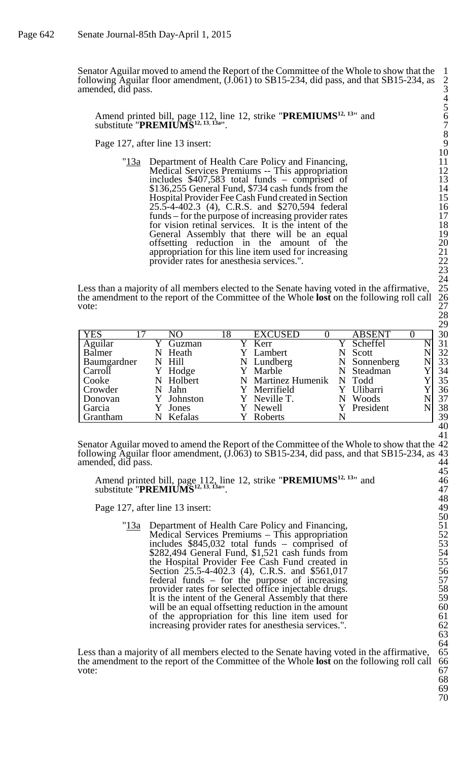Senator Aguilar moved to amend the Report of the Committee of the Whole to show that the following Aguilar floor amendment, (J.061) to SB15-234, did pass, and that SB15-234, as amended, did pass.

Amend printed bill, page 112, line 12, strike "**PREMIUMS**[12, 13]" and substitute "**PREMIUMS**[12, 13, 13a]".

Page 127, after line 13 insert:

"13a Department of Health Care Policy and Financing, Medical Services Premiums -- This appropriation includes $407,583 total funds – comprised of $136,255 General Fund, $734 cash funds from the Hospital Provider Fee Cash Fund created in Section 25.5-4-402.3 (4), C.R.S. and $270,594 federal funds – for the purpose of increasing provider rates for vision retinal services. It is the intent of the General Assembly that there will be an equal offsetting reduction in the amount of the appropriation for this line item used for increasing provider rates for anesthesia services.".

Less than a majority of all members elected to the Senate having voted in the affirmative, the amendment to the report of the Committee of the Whole **lost** on the following roll call vote:

| YES 17 | | NO 18 | | EXCUSED 0 | | ABSENT 0 | |
|---|---|---|---|---|---|---|---|
| Aguilar | Y | Guzman | Y | Kerr | Y | Scheffel | N |
| Balmer | N | Heath | Y | Lambert | N | Scott | N |
| Baumgardner | N | Hill | N | Lundberg | N | Sonnenberg | N |
| Carroll | Y | Hodge | Y | Marble | N | Steadman | Y |
| Cooke | N | Holbert | N | Martinez Humenik | N | Todd | Y |
| Crowder | N | Jahn | Y | Merrifield | Y | Ulibarri | Y |
| Donovan | Y | Johnston | Y | Neville T. | N | Woods | N |
| Garcia | Y | Jones | Y | Newell | Y | President | N |
| Grantham | N | Kefalas | Y | Roberts | N | | |

Senator Aguilar moved to amend the Report of the Committee of the Whole to show that the following Aguilar floor amendment, (J.063) to SB15-234, did pass, and that SB15-234, as amended, did pass.

Amend printed bill, page 112, line 12, strike "**PREMIUMS**[12, 13]" and substitute "**PREMIUMS**[12, 13, 13a]".

Page 127, after line 13 insert:

"13a Department of Health Care Policy and Financing, Medical Services Premiums – This appropriation includes $845,032 total funds – comprised of $282,494 General Fund, $1,521 cash funds from the Hospital Provider Fee Cash Fund created in Section 25.5-4-402.3 (4), C.R.S. and $561,017 federal funds – for the purpose of increasing provider rates for selected office injectable drugs. It is the intent of the General Assembly that there will be an equal offsetting reduction in the amount of the appropriation for this line item used for increasing provider rates for anesthesia services.".

Less than a majority of all members elected to the Senate having voted in the affirmative, the amendment to the report of the Committee of the Whole **lost** on the following roll call vote: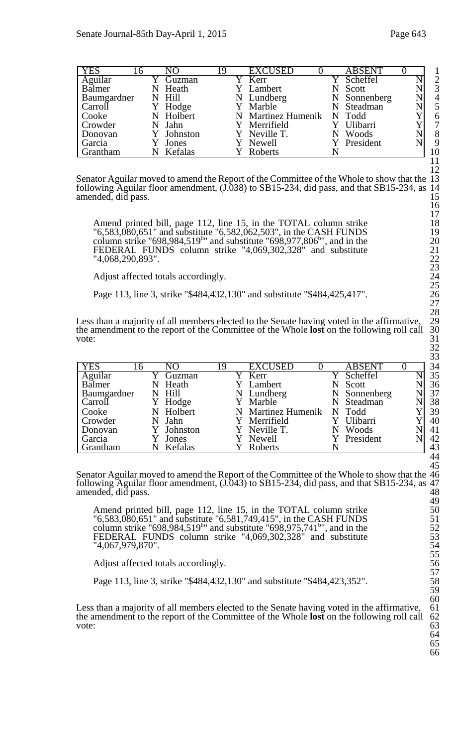| YES | 16 | NO | 19 | EXCUSED | 0 | ABSENT | 0 |
|---|---|---|---|---|---|---|---|
| Aguilar | Y | Guzman | Y | Kerr | Y | Scheffel | N |
| Balmer | N | Heath | Y | Lambert | N | Scott | N |
| Baumgardner | N | Hill | N | Lundberg | N | Sonnenberg | N |
| Carroll | Y | Hodge | Y | Marble | N | Steadman | N |
| Cooke | N | Holbert | N | Martinez Humenik | N | Todd | Y |
| Crowder | N | Jahn | Y | Merrifield | Y | Ulibarri | Y |
| Donovan | Y | Johnston | Y | Neville T. | N | Woods | N |
| Garcia | Y | Jones | Y | Newell | Y | President | N |
| Grantham | N | Kefalas | Y | Roberts | N | | |

Senator Aguilar moved to amend the Report of the Committee of the Whole to show that the following Aguilar floor amendment, (J.038) to SB15-234, did pass, and that SB15-234, as amended, did pass.

Amend printed bill, page 112, line 15, in the TOTAL column strike "6,583,080,651" and substitute "6,582,062,503", in the CASH FUNDS column strike "698,984,519[b]" and substitute "698,977,806[b]", and in the FEDERAL FUNDS column strike "4,069,302,328" and substitute "4,068,290,893".

Adjust affected totals accordingly.

Page 113, line 3, strike "$484,432,130" and substitute "$484,425,417".

Less than a majority of all members elected to the Senate having voted in the affirmative, the amendment to the report of the Committee of the Whole **lost** on the following roll call vote:

| YES | 16 | NO | 19 | EXCUSED | 0 | ABSENT | 0 |
|---|---|---|---|---|---|---|---|
| Aguilar | Y | Guzman | Y | Kerr | Y | Scheffel | N |
| Balmer | N | Heath | Y | Lambert | N | Scott | N |
| Baumgardner | N | Hill | N | Lundberg | N | Sonnenberg | N |
| Carroll | Y | Hodge | Y | Marble | N | Steadman | N |
| Cooke | N | Holbert | N | Martinez Humenik | N | Todd | Y |
| Crowder | N | Jahn | Y | Merrifield | Y | Ulibarri | Y |
| Donovan | Y | Johnston | Y | Neville T. | N | Woods | N |
| Garcia | Y | Jones | Y | Newell | Y | President | N |
| Grantham | N | Kefalas | Y | Roberts | N | | |

Senator Aguilar moved to amend the Report of the Committee of the Whole to show that the following Aguilar floor amendment, (J.043) to SB15-234, did pass, and that SB15-234, as amended, did pass.

Amend printed bill, page 112, line 15, in the TOTAL column strike "6,583,080,651" and substitute "6,581,749,415", in the CASH FUNDS column strike "698,984,519[b]" and substitute "698,975,741[b]", and in the FEDERAL FUNDS column strike "4,069,302,328" and substitute "4,067,979,870".

Adjust affected totals accordingly.

Page 113, line 3, strike "$484,432,130" and substitute "$484,423,352".

Less than a majority of all members elected to the Senate having voted in the affirmative, the amendment to the report of the Committee of the Whole **lost** on the following roll call vote: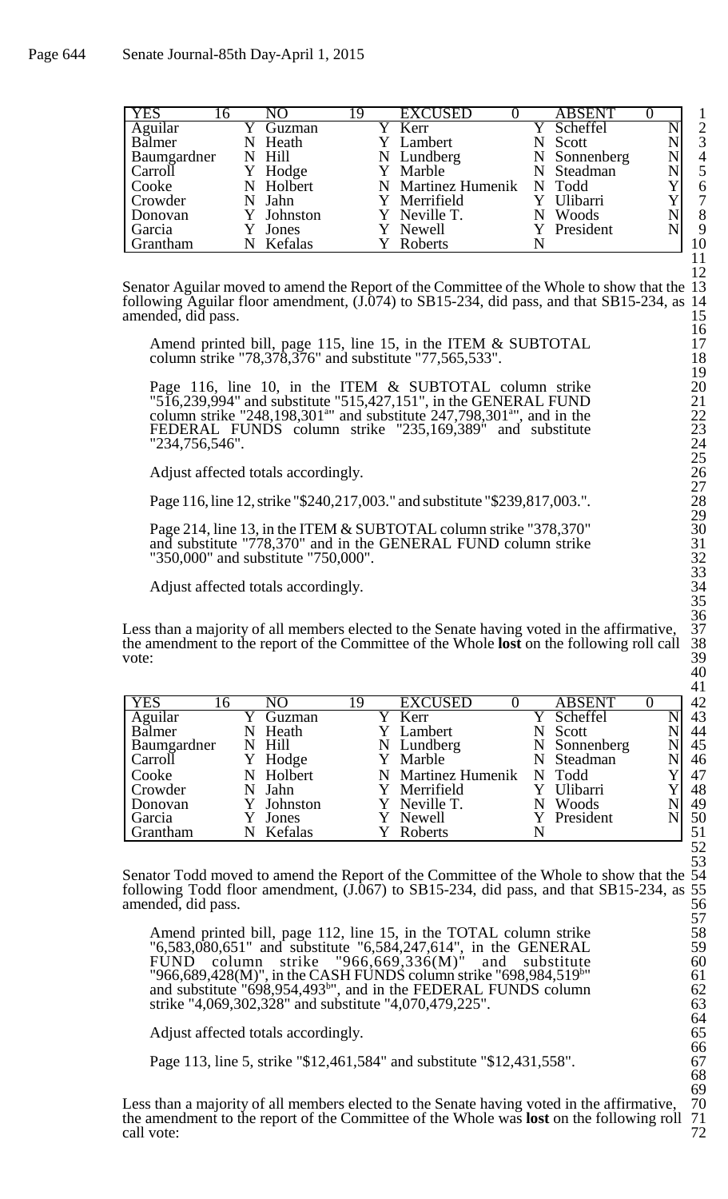| YES | 16 | NO | 19 | EXCUSED | 0 | ABSENT | 0 |
|---|---|---|---|---|---|---|---|
| Aguilar | Y | Guzman | Y | Kerr | Y | Scheffel | N |
| Balmer | N | Heath | Y | Lambert | N | Scott | N |
| Baumgardner | N | Hill | N | Lundberg | N | Sonnenberg | N |
| Carroll | Y | Hodge | Y | Marble | N | Steadman | N |
| Cooke | N | Holbert | N | Martinez Humenik | N | Todd | Y |
| Crowder | N | Jahn | Y | Merrifield | Y | Ulibarri | Y |
| Donovan | Y | Johnston | Y | Neville T. | N | Woods | N |
| Garcia | Y | Jones | Y | Newell | Y | President | N |
| Grantham | N | Kefalas | Y | Roberts | N | | |

Senator Aguilar moved to amend the Report of the Committee of the Whole to show that the following Aguilar floor amendment, (J.074) to SB15-234, did pass, and that SB15-234, as amended, did pass.

Amend printed bill, page 115, line 15, in the ITEM & SUBTOTAL column strike "78,378,376" and substitute "77,565,533".

Page 116, line 10, in the ITEM & SUBTOTAL column strike "516,239,994" and substitute "515,427,151", in the GENERAL FUND column strike "248,198,301[a]" and substitute 247,798,301[a]", and in the FEDERAL FUNDS column strike "235,169,389" and substitute "234,756,546".

Adjust affected totals accordingly.

Page 116, line 12, strike "$240,217,003." and substitute "$239,817,003.".

Page 214, line 13, in the ITEM & SUBTOTAL column strike "378,370" and substitute "778,370" and in the GENERAL FUND column strike "350,000" and substitute "750,000".

Adjust affected totals accordingly.

Less than a majority of all members elected to the Senate having voted in the affirmative, the amendment to the report of the Committee of the Whole **lost** on the following roll call vote:

| YES | 16 | NO | 19 | EXCUSED | 0 | ABSENT | 0 |
|---|---|---|---|---|---|---|---|
| Aguilar | Y | Guzman | Y | Kerr | Y | Scheffel | N |
| Balmer | N | Heath | Y | Lambert | N | Scott | N |
| Baumgardner | N | Hill | N | Lundberg | N | Sonnenberg | N |
| Carroll | Y | Hodge | Y | Marble | N | Steadman | N |
| Cooke | N | Holbert | N | Martinez Humenik | N | Todd | Y |
| Crowder | N | Jahn | Y | Merrifield | Y | Ulibarri | Y |
| Donovan | Y | Johnston | Y | Neville T. | N | Woods | N |
| Garcia | Y | Jones | Y | Newell | Y | President | N |
| Grantham | N | Kefalas | Y | Roberts | N | | |

Senator Todd moved to amend the Report of the Committee of the Whole to show that the following Todd floor amendment, (J.067) to SB15-234, did pass, and that SB15-234, as amended, did pass.

Amend printed bill, page 112, line 15, in the TOTAL column strike "6,583,080,651" and substitute "6,584,247,614", in the GENERAL FUND column strike "966,669,336(M)" and substitute "966,689,428(M)", in the CASH FUNDS column strike "698,984,519[b]" and substitute "698,954,493[b]", and in the FEDERAL FUNDS column strike "4,069,302,328" and substitute "4,070,479,225".

Adjust affected totals accordingly.

Page 113, line 5, strike "$12,461,584" and substitute "$12,431,558".

Less than a majority of all members elected to the Senate having voted in the affirmative, the amendment to the report of the Committee of the Whole was **lost** on the following roll call vote: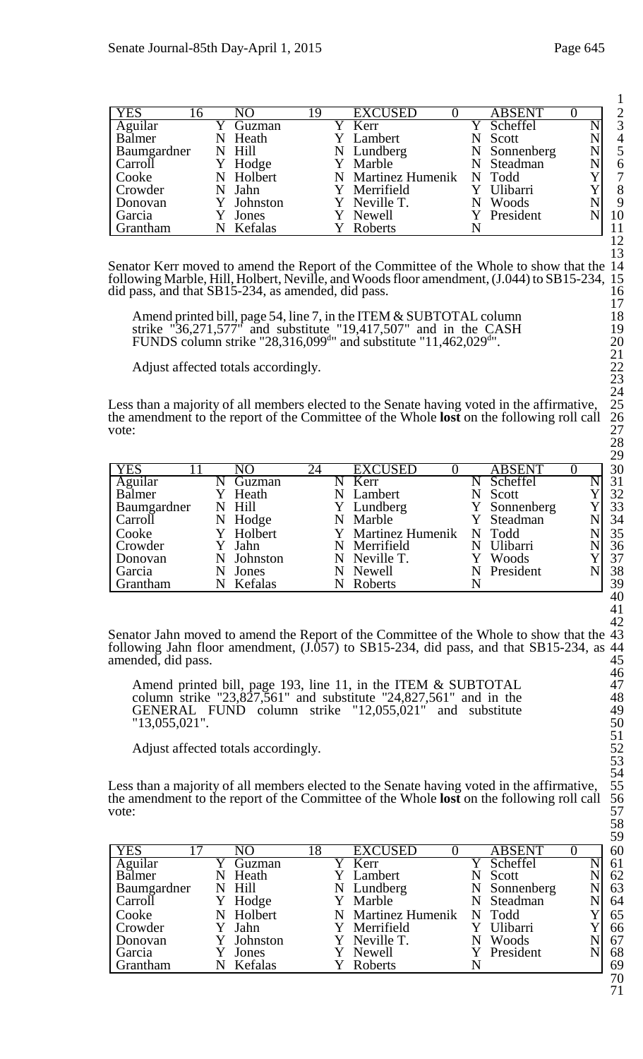| YES | 16 | NO | 19 | EXCUSED | 0 | ABSENT | 0 |
|---|---|---|---|---|---|---|---|
| Aguilar | Y | Guzman | Y | Kerr | Y | Scheffel | N |
| Balmer | N | Heath | Y | Lambert | N | Scott | N |
| Baumgardner | N | Hill | N | Lundberg | N | Sonnenberg | N |
| Carroll | Y | Hodge | Y | Marble | N | Steadman | N |
| Cooke | N | Holbert | N | Martinez Humenik | N | Todd | Y |
| Crowder | N | Jahn | Y | Merrifield | Y | Ulibarri | Y |
| Donovan | Y | Johnston | Y | Neville T. | N | Woods | N |
| Garcia | Y | Jones | Y | Newell | Y | President | N |
| Grantham | N | Kefalas | Y | Roberts | N | | |

Senator Kerr moved to amend the Report of the Committee of the Whole to show that the following Marble, Hill, Holbert, Neville, and Woods floor amendment, (J.044) to SB15-234, did pass, and that SB15-234, as amended, did pass.

Amend printed bill, page 54, line 7, in the ITEM & SUBTOTAL column strike "36,271,577" and substitute "19,417,507" and in the CASH FUNDS column strike "28,316,099[d]" and substitute "11,462,029[d]".

Adjust affected totals accordingly.

Less than a majority of all members elected to the Senate having voted in the affirmative, the amendment to the report of the Committee of the Whole **lost** on the following roll call vote:

| YES | 11 | NO | 24 | EXCUSED | 0 | ABSENT | 0 |
|---|---|---|---|---|---|---|---|
| Aguilar | N | Guzman | N | Kerr | N | Scheffel | N |
| Balmer | Y | Heath | N | Lambert | N | Scott | Y |
| Baumgardner | N | Hill | Y | Lundberg | Y | Sonnenberg | Y |
| Carroll | N | Hodge | N | Marble | Y | Steadman | N |
| Cooke | Y | Holbert | Y | Martinez Humenik | N | Todd | N |
| Crowder | Y | Jahn | N | Merrifield | N | Ulibarri | N |
| Donovan | N | Johnston | N | Neville T. | Y | Woods | Y |
| Garcia | N | Jones | N | Newell | N | President | N |
| Grantham | N | Kefalas | N | Roberts | N | | |

Senator Jahn moved to amend the Report of the Committee of the Whole to show that the following Jahn floor amendment, (J.057) to SB15-234, did pass, and that SB15-234, as amended, did pass.

Amend printed bill, page 193, line 11, in the ITEM & SUBTOTAL column strike "23,827,561" and substitute "24,827,561" and in the GENERAL FUND column strike "12,055,021" and substitute "13,055,021".

Adjust affected totals accordingly.

Less than a majority of all members elected to the Senate having voted in the affirmative, the amendment to the report of the Committee of the Whole **lost** on the following roll call vote:

| YES | 17 | NO | 18 | EXCUSED | 0 | ABSENT | 0 |
|---|---|---|---|---|---|---|---|
| Aguilar | Y | Guzman | Y | Kerr | Y | Scheffel | N |
| Balmer | N | Heath | Y | Lambert | N | Scott | N |
| Baumgardner | N | Hill | N | Lundberg | N | Sonnenberg | N |
| Carroll | Y | Hodge | Y | Marble | N | Steadman | N |
| Cooke | N | Holbert | N | Martinez Humenik | N | Todd | Y |
| Crowder | Y | Jahn | Y | Merrifield | Y | Ulibarri | Y |
| Donovan | Y | Johnston | Y | Neville T. | N | Woods | N |
| Garcia | Y | Jones | Y | Newell | Y | President | N |
| Grantham | N | Kefalas | Y | Roberts | N | | |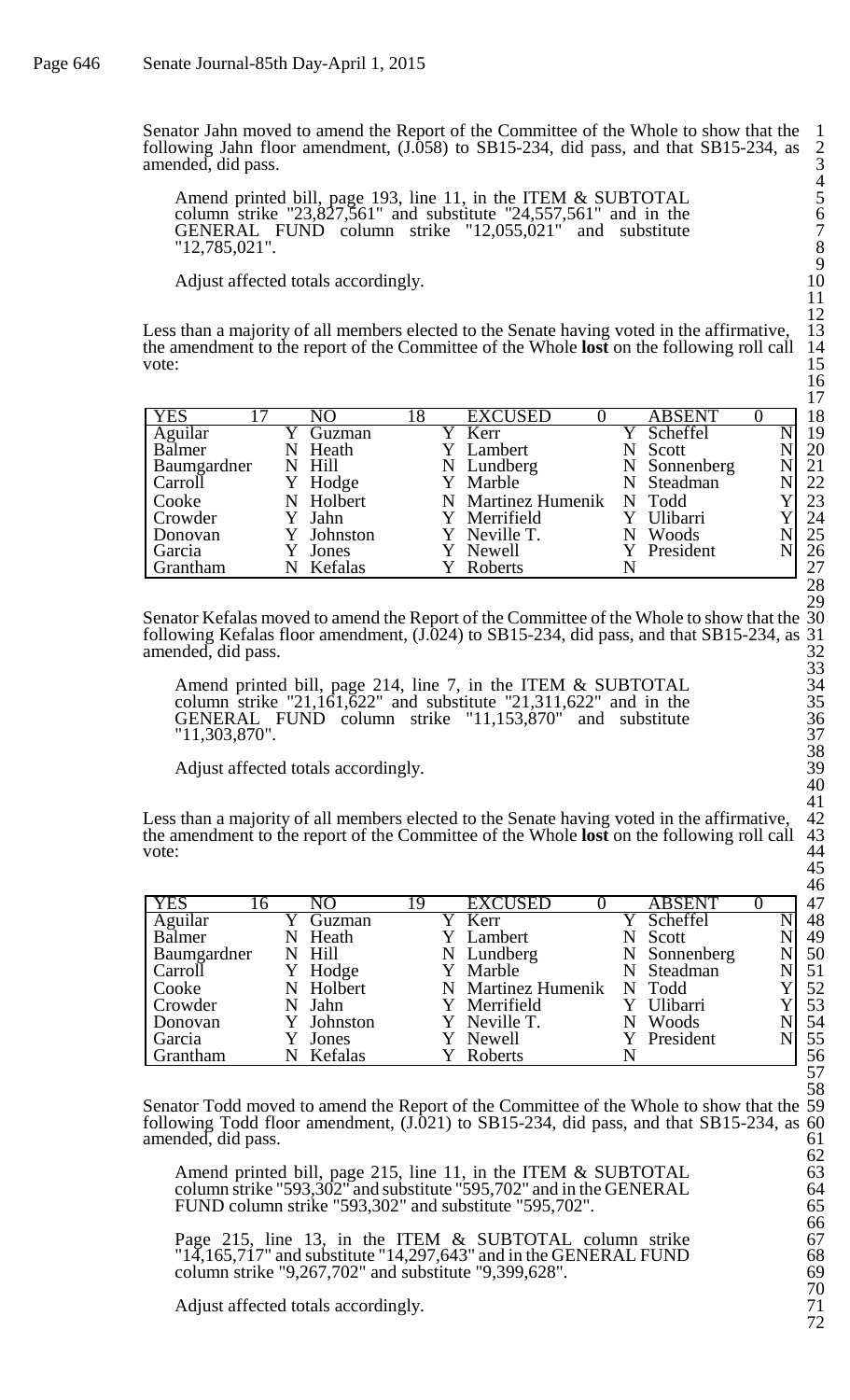Senator Jahn moved to amend the Report of the Committee of the Whole to show that the following Jahn floor amendment, (J.058) to SB15-234, did pass, and that SB15-234, as amended, did pass.

Amend printed bill, page 193, line 11, in the ITEM & SUBTOTAL column strike "23,827,561" and substitute "24,557,561" and in the GENERAL FUND column strike "12,055,021" and substitute "12,785,021".

Adjust affected totals accordingly.

Less than a majority of all members elected to the Senate having voted in the affirmative, the amendment to the report of the Committee of the Whole **lost** on the following roll call vote:

| YES 17 | | NO 18 | | EXCUSED 0 | | ABSENT 0 | |
|---|---|---|---|---|---|---|---|
| Aguilar | Y | Guzman | Y | Kerr | Y | Scheffel | N |
| Balmer | N | Heath | Y | Lambert | N | Scott | N |
| Baumgardner | N | Hill | N | Lundberg | N | Sonnenberg | N |
| Carroll | Y | Hodge | Y | Marble | N | Steadman | N |
| Cooke | N | Holbert | N | Martinez Humenik | N | Todd | Y |
| Crowder | Y | Jahn | Y | Merrifield | Y | Ulibarri | Y |
| Donovan | Y | Johnston | Y | Neville T. | N | Woods | N |
| Garcia | Y | Jones | Y | Newell | Y | President | N |
| Grantham | N | Kefalas | Y | Roberts | N | | |

Senator Kefalas moved to amend the Report of the Committee of the Whole to show that the following Kefalas floor amendment, (J.024) to SB15-234, did pass, and that SB15-234, as amended, did pass.

Amend printed bill, page 214, line 7, in the ITEM & SUBTOTAL column strike "21,161,622" and substitute "21,311,622" and in the GENERAL FUND column strike "11,153,870" and substitute "11,303,870".

Adjust affected totals accordingly.

Less than a majority of all members elected to the Senate having voted in the affirmative, the amendment to the report of the Committee of the Whole **lost** on the following roll call vote:

| YES 16 | | NO 19 | | EXCUSED 0 | | ABSENT 0 | |
|---|---|---|---|---|---|---|---|
| Aguilar | Y | Guzman | Y | Kerr | Y | Scheffel | N |
| Balmer | N | Heath | Y | Lambert | N | Scott | N |
| Baumgardner | N | Hill | N | Lundberg | N | Sonnenberg | N |
| Carroll | Y | Hodge | Y | Marble | N | Steadman | N |
| Cooke | N | Holbert | N | Martinez Humenik | N | Todd | Y |
| Crowder | N | Jahn | Y | Merrifield | Y | Ulibarri | Y |
| Donovan | Y | Johnston | Y | Neville T. | N | Woods | N |
| Garcia | Y | Jones | Y | Newell | Y | President | N |
| Grantham | N | Kefalas | Y | Roberts | N | | |

Senator Todd moved to amend the Report of the Committee of the Whole to show that the following Todd floor amendment, (J.021) to SB15-234, did pass, and that SB15-234, as amended, did pass.

Amend printed bill, page 215, line 11, in the ITEM & SUBTOTAL column strike "593,302" and substitute "595,702" and in the GENERAL FUND column strike "593,302" and substitute "595,702".

Page 215, line 13, in the ITEM & SUBTOTAL column strike "14,165,717" and substitute "14,297,643" and in the GENERAL FUND column strike "9,267,702" and substitute "9,399,628".

Adjust affected totals accordingly.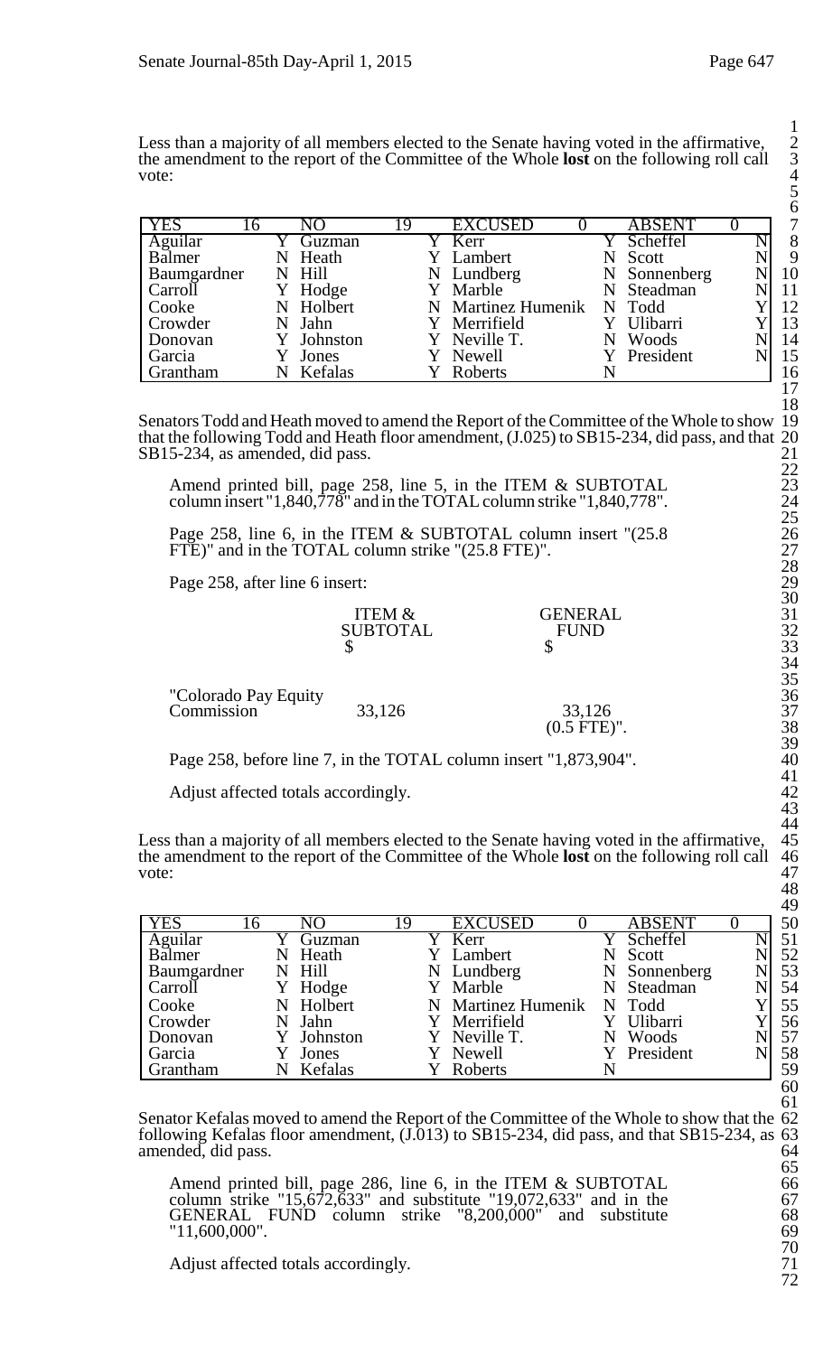Less than a majority of all members elected to the Senate having voted in the affirmative, the amendment to the report of the Committee of the Whole **lost** on the following roll call vote:

| YES | 16 | NO | 19 | EXCUSED | 0 | ABSENT | 0 |
|---|---|---|---|---|---|---|---|
| Aguilar | Y | Guzman | Y | Kerr | Y | Scheffel | N |
| Balmer | N | Heath | Y | Lambert | N | Scott | N |
| Baumgardner | N | Hill | N | Lundberg | N | Sonnenberg | N |
| Carroll | Y | Hodge | Y | Marble | N | Steadman | N |
| Cooke | N | Holbert | N | Martinez Humenik | N | Todd | Y |
| Crowder | N | Jahn | Y | Merrifield | Y | Ulibarri | Y |
| Donovan | Y | Johnston | Y | Neville T. | N | Woods | N |
| Garcia | Y | Jones | Y | Newell | Y | President | N |
| Grantham | N | Kefalas | Y | Roberts | N | | |

Senators Todd and Heath moved to amend the Report of the Committee of the Whole to show that the following Todd and Heath floor amendment, (J.025) to SB15-234, did pass, and that SB15-234, as amended, did pass.

Amend printed bill, page 258, line 5, in the ITEM & SUBTOTAL column insert "1,840,778" and in the TOTAL column strike "1,840,778".

Page 258, line 6, in the ITEM & SUBTOTAL column insert "(25.8 FTE)" and in the TOTAL column strike "(25.8 FTE)".

Page 258, after line 6 insert:

| | ITEM & SUBTOTAL $ | GENERAL FUND $ |
|---|---|---|
| "Colorado Pay Equity Commission | 33,126 | 33,126 (0.5 FTE)". |

Page 258, before line 7, in the TOTAL column insert "1,873,904".

Adjust affected totals accordingly.

Less than a majority of all members elected to the Senate having voted in the affirmative, the amendment to the report of the Committee of the Whole **lost** on the following roll call vote:

| YES | 16 | NO | 19 | EXCUSED | 0 | ABSENT | 0 |
|---|---|---|---|---|---|---|---|
| Aguilar | Y | Guzman | Y | Kerr | Y | Scheffel | N |
| Balmer | N | Heath | Y | Lambert | N | Scott | N |
| Baumgardner | N | Hill | N | Lundberg | N | Sonnenberg | N |
| Carroll | Y | Hodge | Y | Marble | N | Steadman | N |
| Cooke | N | Holbert | N | Martinez Humenik | N | Todd | Y |
| Crowder | N | Jahn | Y | Merrifield | Y | Ulibarri | Y |
| Donovan | Y | Johnston | Y | Neville T. | N | Woods | N |
| Garcia | Y | Jones | Y | Newell | Y | President | N |
| Grantham | N | Kefalas | Y | Roberts | N | | |

Senator Kefalas moved to amend the Report of the Committee of the Whole to show that the following Kefalas floor amendment, (J.013) to SB15-234, did pass, and that SB15-234, as amended, did pass.

Amend printed bill, page 286, line 6, in the ITEM & SUBTOTAL column strike "15,672,633" and substitute "19,072,633" and in the GENERAL FUND column strike "8,200,000" and substitute "11,600,000".

Adjust affected totals accordingly.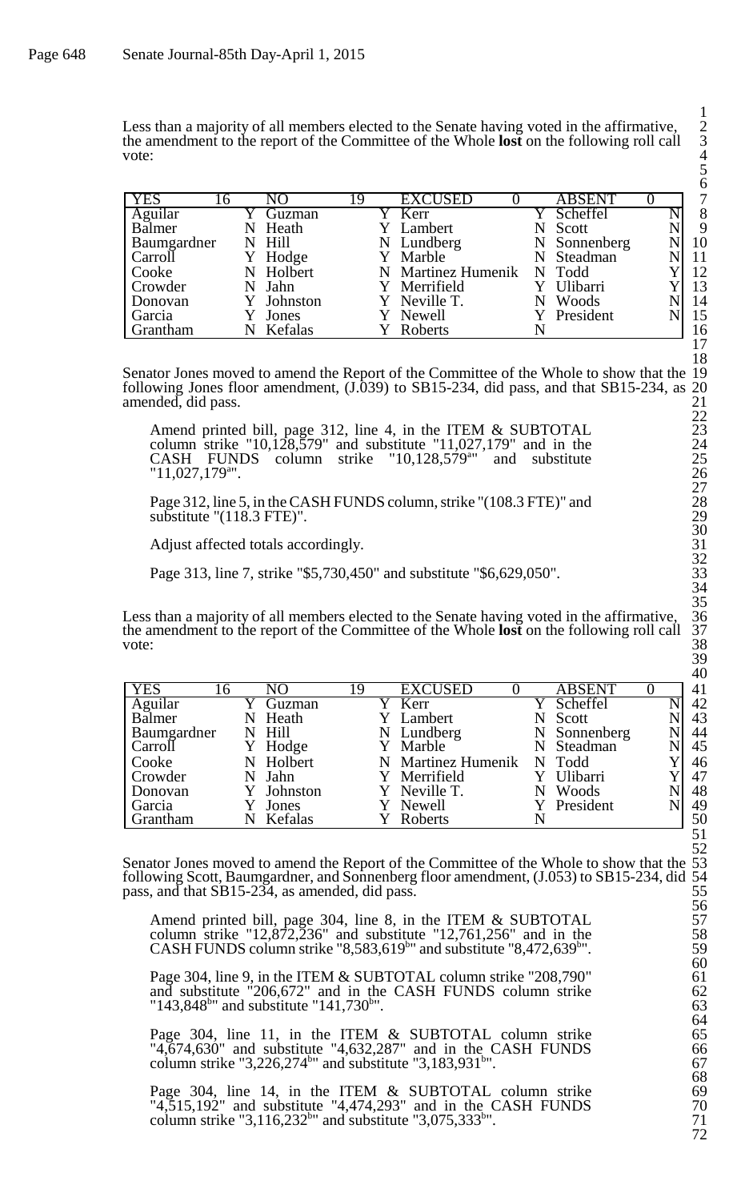Less than a majority of all members elected to the Senate having voted in the affirmative, the amendment to the report of the Committee of the Whole **lost** on the following roll call vote:

| YES | 16 | NO | 19 | EXCUSED | 0 | ABSENT | 0 |
|---|---|---|---|---|---|---|---|
| Aguilar | Y | Guzman | Y | Kerr | Y | Scheffel | N |
| Balmer | N | Heath | Y | Lambert | N | Scott | N |
| Baumgardner | N | Hill | N | Lundberg | N | Sonnenberg | N |
| Carroll | Y | Hodge | Y | Marble | N | Steadman | N |
| Cooke | N | Holbert | N | Martinez Humenik | N | Todd | Y |
| Crowder | N | Jahn | Y | Merrifield | Y | Ulibarri | Y |
| Donovan | Y | Johnston | Y | Neville T. | N | Woods | N |
| Garcia | Y | Jones | Y | Newell | Y | President | N |
| Grantham | N | Kefalas | Y | Roberts | N | | |

Senator Jones moved to amend the Report of the Committee of the Whole to show that the following Jones floor amendment, (J.039) to SB15-234, did pass, and that SB15-234, as amended, did pass.

Amend printed bill, page 312, line 4, in the ITEM & SUBTOTAL column strike "10,128,579" and substitute "11,027,179" and in the CASH FUNDS column strike "10,128,579[a]" and substitute "11,027,179[a]".

Page 312, line 5, in the CASH FUNDS column, strike "(108.3 FTE)" and substitute "(118.3 FTE)".

Adjust affected totals accordingly.

Page 313, line 7, strike "$5,730,450" and substitute "$6,629,050".

Less than a majority of all members elected to the Senate having voted in the affirmative, the amendment to the report of the Committee of the Whole **lost** on the following roll call vote:

| YES | 16 | NO | 19 | EXCUSED | 0 | ABSENT | 0 |
|---|---|---|---|---|---|---|---|
| Aguilar | Y | Guzman | Y | Kerr | Y | Scheffel | N |
| Balmer | N | Heath | Y | Lambert | N | Scott | N |
| Baumgardner | N | Hill | N | Lundberg | N | Sonnenberg | N |
| Carroll | Y | Hodge | Y | Marble | N | Steadman | N |
| Cooke | N | Holbert | N | Martinez Humenik | N | Todd | Y |
| Crowder | N | Jahn | Y | Merrifield | Y | Ulibarri | Y |
| Donovan | Y | Johnston | Y | Neville T. | N | Woods | N |
| Garcia | Y | Jones | Y | Newell | Y | President | N |
| Grantham | N | Kefalas | Y | Roberts | N | | |

Senator Jones moved to amend the Report of the Committee of the Whole to show that the following Scott, Baumgardner, and Sonnenberg floor amendment, (J.053) to SB15-234, did pass, and that SB15-234, as amended, did pass.

Amend printed bill, page 304, line 8, in the ITEM & SUBTOTAL column strike "12,872,236" and substitute "12,761,256" and in the CASH FUNDS column strike "8,583,619[b]" and substitute "8,472,639[b]".

Page 304, line 9, in the ITEM & SUBTOTAL column strike "208,790" and substitute "206,672" and in the CASH FUNDS column strike "143,848[b]" and substitute "141,730[b]".

Page 304, line 11, in the ITEM & SUBTOTAL column strike "4,674,630" and substitute "4,632,287" and in the CASH FUNDS column strike "3,226,274[b]" and substitute "3,183,931[b]".

Page 304, line 14, in the ITEM & SUBTOTAL column strike "4,515,192" and substitute "4,474,293" and in the CASH FUNDS column strike "3,116,232[b]" and substitute "3,075,333[b]".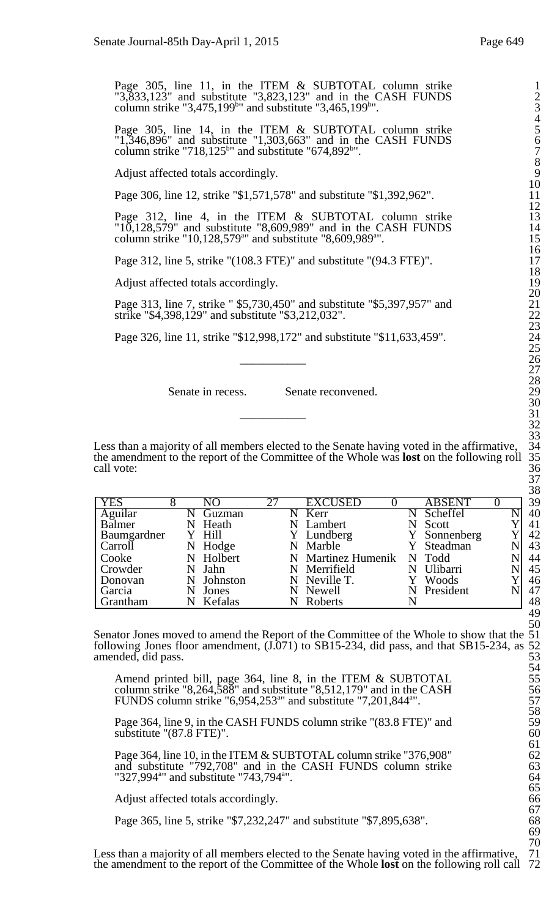Page 305, line 11, in the ITEM & SUBTOTAL column strike "3,833,123" and substitute "3,823,123" and in the CASH FUNDS column strike "3,475,199[b]" and substitute "3,465,199[b]".

Page 305, line 14, in the ITEM & SUBTOTAL column strike "1,346,896" and substitute "1,303,663" and in the CASH FUNDS column strike "718,125[b]" and substitute "674,892[b]".

Adjust affected totals accordingly.

Page 306, line 12, strike "$1,571,578" and substitute "$1,392,962".

Page 312, line 4, in the ITEM & SUBTOTAL column strike "10,128,579" and substitute "8,609,989" and in the CASH FUNDS column strike "10,128,579[a]" and substitute "8,609,989[a]".

Page 312, line 5, strike "(108.3 FTE)" and substitute "(94.3 FTE)".

Adjust affected totals accordingly.

Page 313, line 7, strike " $5,730,450" and substitute "$5,397,957" and strike "$4,398,129" and substitute "$3,212,032".

Page 326, line 11, strike "$12,998,172" and substitute "$11,633,459".

---

Senate in recess. Senate reconvened.

---

Less than a majority of all members elected to the Senate having voted in the affirmative, the amendment to the report of the Committee of the Whole was **lost** on the following roll call vote:

| YES | 8 | NO | 27 | EXCUSED | 0 | ABSENT | 0 |
|---|---|---|---|---|---|---|---|
| Aguilar | N | Guzman | N | Kerr | N | Scheffel | N |
| Balmer | N | Heath | N | Lambert | N | Scott | Y |
| Baumgardner | Y | Hill | Y | Lundberg | Y | Sonnenberg | Y |
| Carroll | N | Hodge | N | Marble | Y | Steadman | N |
| Cooke | N | Holbert | N | Martinez Humenik | N | Todd | N |
| Crowder | N | Jahn | N | Merrifield | N | Ulibarri | N |
| Donovan | N | Johnston | N | Neville T. | Y | Woods | Y |
| Garcia | N | Jones | N | Newell | N | President | N |
| Grantham | N | Kefalas | N | Roberts | N | | |

Senator Jones moved to amend the Report of the Committee of the Whole to show that the following Jones floor amendment, (J.071) to SB15-234, did pass, and that SB15-234, as amended, did pass.

Amend printed bill, page 364, line 8, in the ITEM & SUBTOTAL column strike "8,264,588" and substitute "8,512,179" and in the CASH FUNDS column strike "6,954,253[a]" and substitute "7,201,844[a]".

Page 364, line 9, in the CASH FUNDS column strike "(83.8 FTE)" and substitute "(87.8 FTE)".

Page 364, line 10, in the ITEM & SUBTOTAL column strike "376,908" and substitute "792,708" and in the CASH FUNDS column strike "327,994[a]" and substitute "743,794[a]".

Adjust affected totals accordingly.

Page 365, line 5, strike "$7,232,247" and substitute "$7,895,638".

Less than a majority of all members elected to the Senate having voted in the affirmative, the amendment to the report of the Committee of the Whole **lost** on the following roll call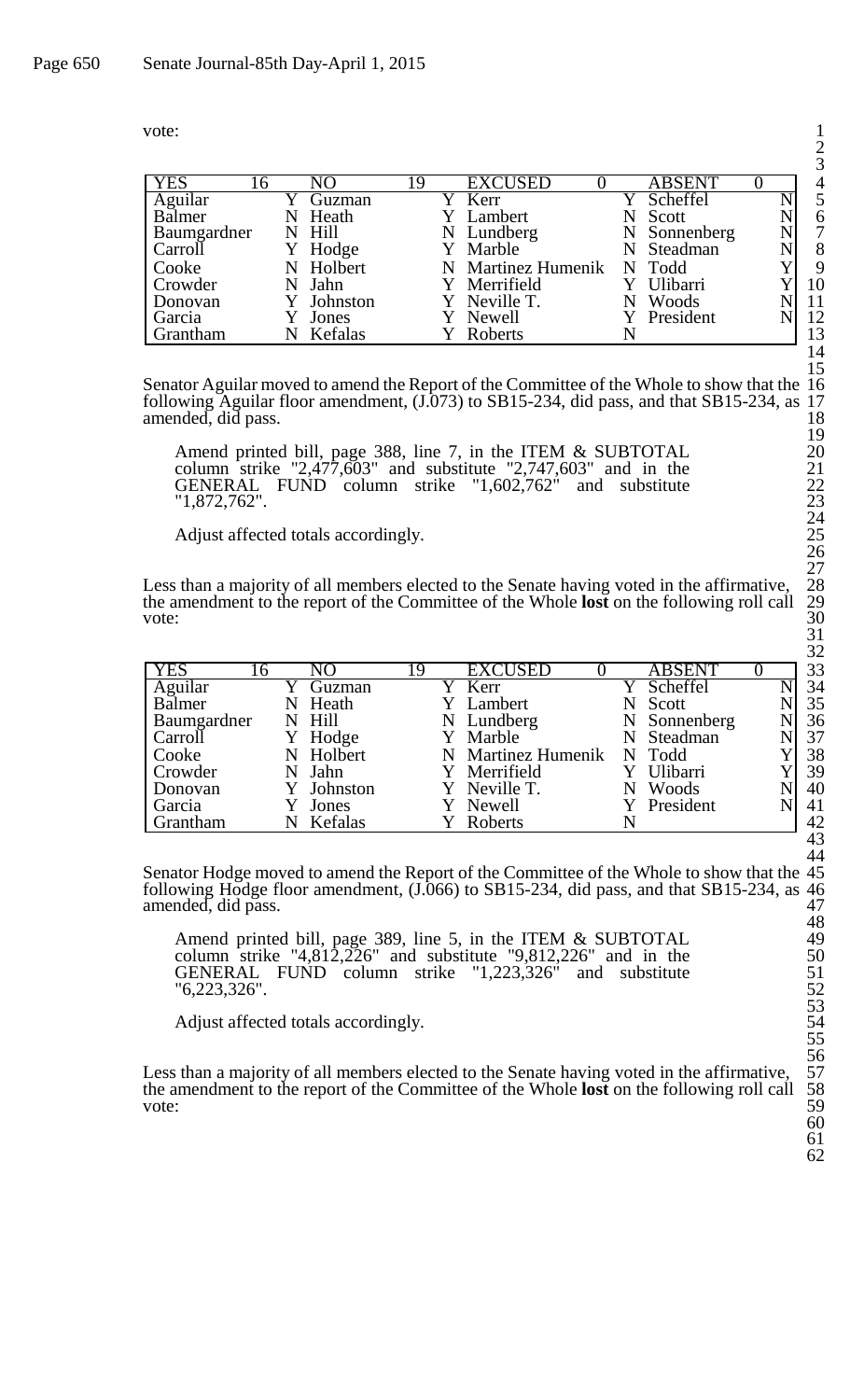vote:

| YES | 16 | NO | 19 | EXCUSED | 0 | ABSENT | 0 |
|---|---|---|---|---|---|---|---|
| Aguilar | Y | Guzman | Y | Kerr | Y | Scheffel | N |
| Balmer | N | Heath | Y | Lambert | N | Scott | N |
| Baumgardner | N | Hill | N | Lundberg | N | Sonnenberg | N |
| Carroll | Y | Hodge | Y | Marble | N | Steadman | N |
| Cooke | N | Holbert | N | Martinez Humenik | N | Todd | Y |
| Crowder | N | Jahn | Y | Merrifield | Y | Ulibarri | Y |
| Donovan | Y | Johnston | Y | Neville T. | N | Woods | N |
| Garcia | Y | Jones | Y | Newell | Y | President | N |
| Grantham | N | Kefalas | Y | Roberts | N | | |

Senator Aguilar moved to amend the Report of the Committee of the Whole to show that the following Aguilar floor amendment, (J.073) to SB15-234, did pass, and that SB15-234, as amended, did pass.

> Amend printed bill, page 388, line 7, in the ITEM & SUBTOTAL column strike "2,477,603" and substitute "2,747,603" and in the GENERAL FUND column strike "1,602,762" and substitute "1,872,762".
>
> Adjust affected totals accordingly.

Less than a majority of all members elected to the Senate having voted in the affirmative, the amendment to the report of the Committee of the Whole **lost** on the following roll call vote:

| YES | 16 | NO | 19 | EXCUSED | 0 | ABSENT | 0 |
|---|---|---|---|---|---|---|---|
| Aguilar | Y | Guzman | Y | Kerr | Y | Scheffel | N |
| Balmer | N | Heath | Y | Lambert | N | Scott | N |
| Baumgardner | N | Hill | N | Lundberg | N | Sonnenberg | N |
| Carroll | Y | Hodge | Y | Marble | N | Steadman | N |
| Cooke | N | Holbert | N | Martinez Humenik | N | Todd | Y |
| Crowder | N | Jahn | Y | Merrifield | Y | Ulibarri | Y |
| Donovan | Y | Johnston | Y | Neville T. | N | Woods | N |
| Garcia | Y | Jones | Y | Newell | Y | President | N |
| Grantham | N | Kefalas | Y | Roberts | N | | |

Senator Hodge moved to amend the Report of the Committee of the Whole to show that the following Hodge floor amendment, (J.066) to SB15-234, did pass, and that SB15-234, as amended, did pass.

> Amend printed bill, page 389, line 5, in the ITEM & SUBTOTAL column strike "4,812,226" and substitute "9,812,226" and in the GENERAL FUND column strike "1,223,326" and substitute "6,223,326".
>
> Adjust affected totals accordingly.

Less than a majority of all members elected to the Senate having voted in the affirmative, the amendment to the report of the Committee of the Whole **lost** on the following roll call vote: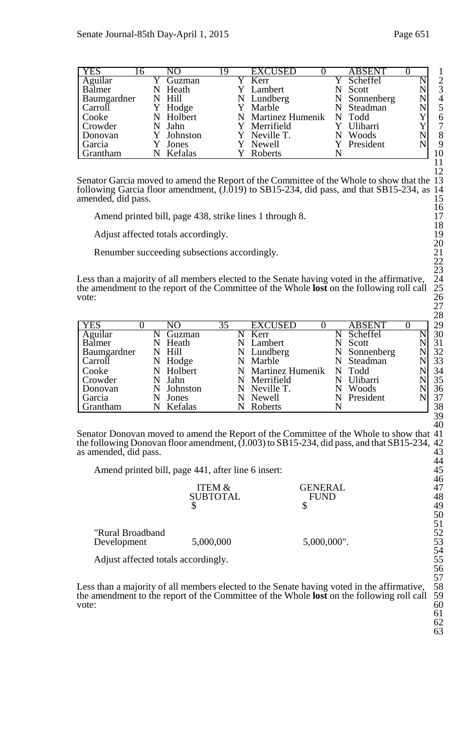| YES | 16 | NO | 19 | EXCUSED | 0 | ABSENT | 0 |
|---|---|---|---|---|---|---|---|
| Aguilar | Y | Guzman | Y | Kerr | Y | Scheffel | N |
| Balmer | N | Heath | Y | Lambert | N | Scott | N |
| Baumgardner | N | Hill | N | Lundberg | N | Sonnenberg | N |
| Carroll | Y | Hodge | Y | Marble | N | Steadman | N |
| Cooke | N | Holbert | N | Martinez Humenik | N | Todd | Y |
| Crowder | N | Jahn | Y | Merrifield | Y | Ulibarri | Y |
| Donovan | Y | Johnston | Y | Neville T. | N | Woods | N |
| Garcia | Y | Jones | Y | Newell | Y | President | N |
| Grantham | N | Kefalas | Y | Roberts | N | | |

Senator Garcia moved to amend the Report of the Committee of the Whole to show that the following Garcia floor amendment, (J.019) to SB15-234, did pass, and that SB15-234, as amended, did pass.

Amend printed bill, page 438, strike lines 1 through 8.

Adjust affected totals accordingly.

Renumber succeeding subsections accordingly.

Less than a majority of all members elected to the Senate having voted in the affirmative, the amendment to the report of the Committee of the Whole **lost** on the following roll call vote:

| YES | 0 | NO | 35 | EXCUSED | 0 | ABSENT | 0 |
|---|---|---|---|---|---|---|---|
| Aguilar | N | Guzman | N | Kerr | N | Scheffel | N |
| Balmer | N | Heath | N | Lambert | N | Scott | N |
| Baumgardner | N | Hill | N | Lundberg | N | Sonnenberg | N |
| Carroll | N | Hodge | N | Marble | N | Steadman | N |
| Cooke | N | Holbert | N | Martinez Humenik | N | Todd | N |
| Crowder | N | Jahn | N | Merrifield | N | Ulibarri | N |
| Donovan | N | Johnston | N | Neville T. | N | Woods | N |
| Garcia | N | Jones | N | Newell | N | President | N |
| Grantham | N | Kefalas | N | Roberts | N | | |

Senator Donovan moved to amend the Report of the Committee of the Whole to show that the following Donovan floor amendment, (J.003) to SB15-234, did pass, and that SB15-234, as amended, did pass.

Amend printed bill, page 441, after line 6 insert:

| | ITEM & SUBTOTAL | GENERAL FUND |
|---|---|---|
| | $ | $ |
| "Rural Broadband Development | 5,000,000 | 5,000,000". |

Adjust affected totals accordingly.

Less than a majority of all members elected to the Senate having voted in the affirmative, the amendment to the report of the Committee of the Whole **lost** on the following roll call vote: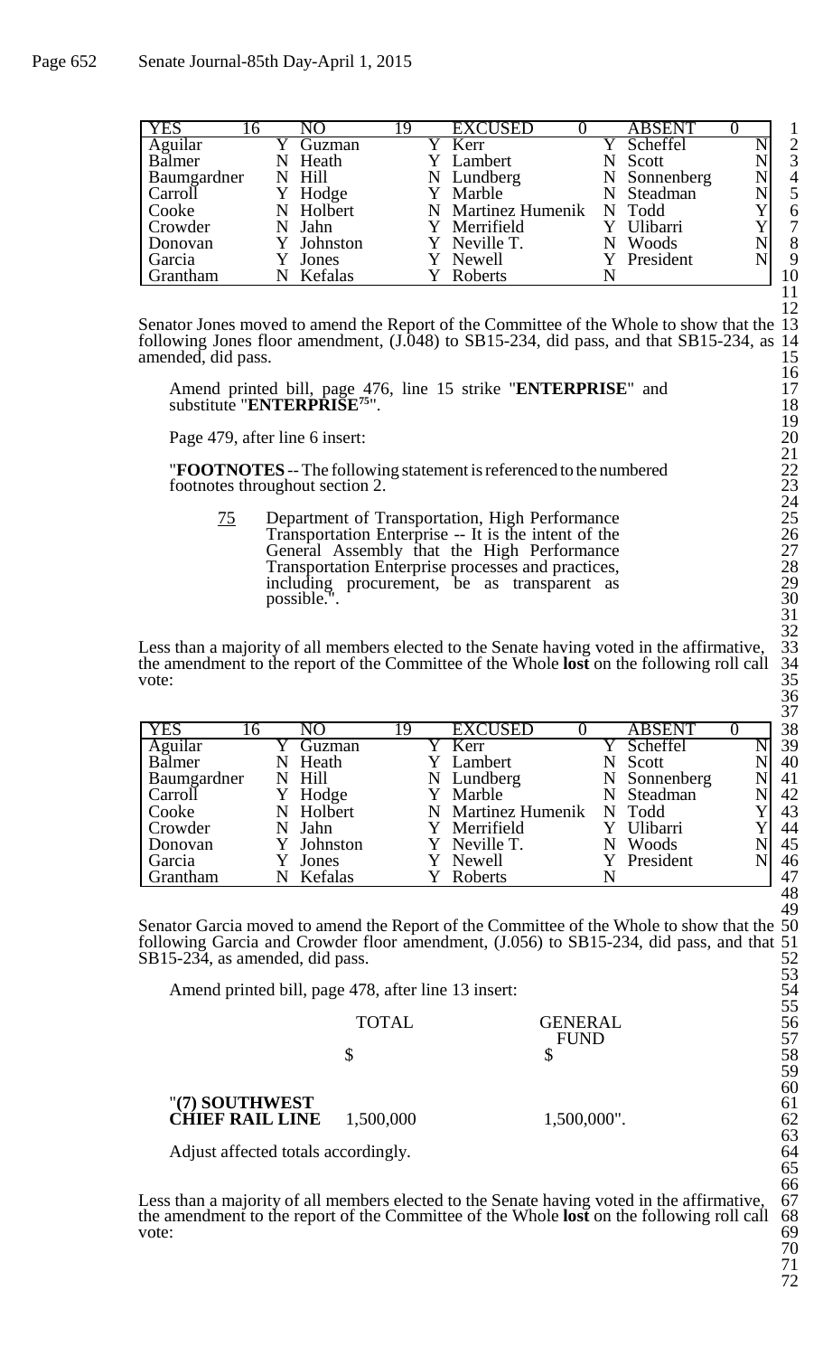| YES | 16 | NO | 19 | EXCUSED | 0 | ABSENT | 0 |
|---|---|---|---|---|---|---|---|
| Aguilar | Y | Guzman | Y | Kerr | Y | Scheffel | N |
| Balmer | N | Heath | Y | Lambert | N | Scott | N |
| Baumgardner | N | Hill | N | Lundberg | N | Sonnenberg | N |
| Carroll | Y | Hodge | Y | Marble | N | Steadman | N |
| Cooke | N | Holbert | N | Martinez Humenik | N | Todd | Y |
| Crowder | N | Jahn | Y | Merrifield | Y | Ulibarri | Y |
| Donovan | Y | Johnston | Y | Neville T. | N | Woods | N |
| Garcia | Y | Jones | Y | Newell | Y | President | N |
| Grantham | N | Kefalas | Y | Roberts | N | | |

Senator Jones moved to amend the Report of the Committee of the Whole to show that the following Jones floor amendment, (J.048) to SB15-234, did pass, and that SB15-234, as amended, did pass.

Amend printed bill, page 476, line 15 strike "**ENTERPRISE**" and substitute "**ENTERPRISE**[75]".

Page 479, after line 6 insert:

"**FOOTNOTES** -- The following statement is referenced to the numbered footnotes throughout section 2.

75 Department of Transportation, High Performance Transportation Enterprise -- It is the intent of the General Assembly that the High Performance Transportation Enterprise processes and practices, including procurement, be as transparent as possible.".

Less than a majority of all members elected to the Senate having voted in the affirmative, the amendment to the report of the Committee of the Whole **lost** on the following roll call vote:

| YES | 16 | NO | 19 | EXCUSED | 0 | ABSENT | 0 |
|---|---|---|---|---|---|---|---|
| Aguilar | Y | Guzman | Y | Kerr | Y | Scheffel | N |
| Balmer | N | Heath | Y | Lambert | N | Scott | N |
| Baumgardner | N | Hill | N | Lundberg | N | Sonnenberg | N |
| Carroll | Y | Hodge | Y | Marble | N | Steadman | N |
| Cooke | N | Holbert | N | Martinez Humenik | N | Todd | Y |
| Crowder | N | Jahn | Y | Merrifield | Y | Ulibarri | Y |
| Donovan | Y | Johnston | Y | Neville T. | N | Woods | N |
| Garcia | Y | Jones | Y | Newell | Y | President | N |
| Grantham | N | Kefalas | Y | Roberts | N | | |

Senator Garcia moved to amend the Report of the Committee of the Whole to show that the following Garcia and Crowder floor amendment, (J.056) to SB15-234, did pass, and that SB15-234, as amended, did pass.

Amend printed bill, page 478, after line 13 insert:

| | TOTAL | GENERAL FUND |
|---|---|---|
| | $ | $ |
| "**(7) SOUTHWEST CHIEF RAIL LINE** | 1,500,000 | 1,500,000". |

Adjust affected totals accordingly.

Less than a majority of all members elected to the Senate having voted in the affirmative, the amendment to the report of the Committee of the Whole **lost** on the following roll call vote: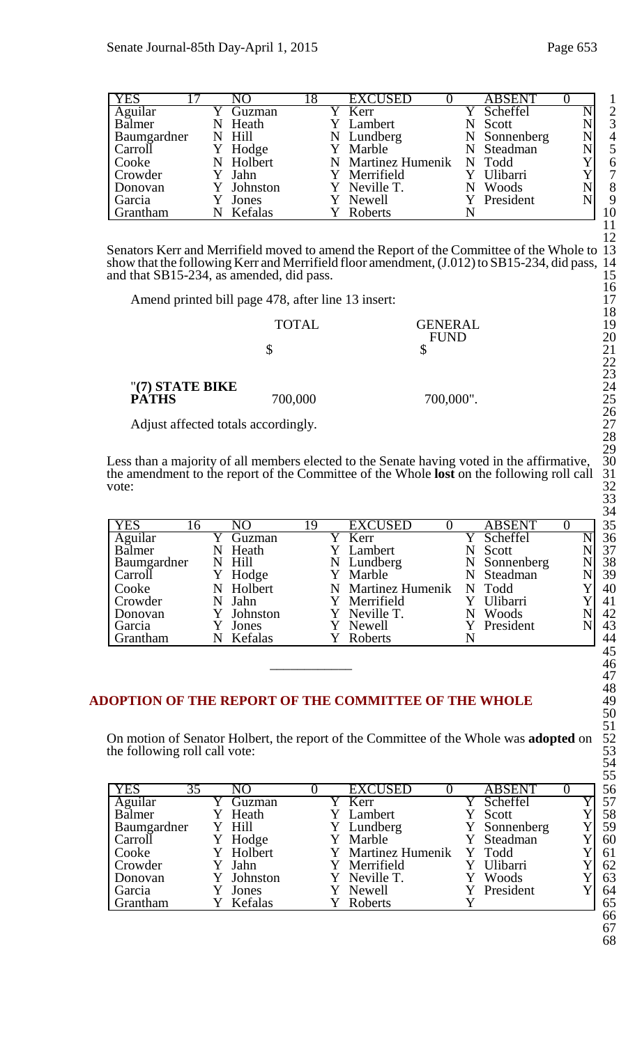| YES | 17 | NO | 18 | EXCUSED | 0 | ABSENT | 0 |
|---|---|---|---|---|---|---|---|
| Aguilar | Y | Guzman | Y | Kerr | Y | Scheffel | N |
| Balmer | N | Heath | Y | Lambert | N | Scott | N |
| Baumgardner | N | Hill | N | Lundberg | N | Sonnenberg | N |
| Carroll | Y | Hodge | Y | Marble | N | Steadman | N |
| Cooke | N | Holbert | N | Martinez Humenik | N | Todd | Y |
| Crowder | Y | Jahn | Y | Merrifield | Y | Ulibarri | Y |
| Donovan | Y | Johnston | Y | Neville T. | N | Woods | N |
| Garcia | Y | Jones | Y | Newell | Y | President | N |
| Grantham | N | Kefalas | Y | Roberts | N | | |

Senators Kerr and Merrifield moved to amend the Report of the Committee of the Whole to show that the following Kerr and Merrifield floor amendment, (J.012) to SB15-234, did pass, and that SB15-234, as amended, did pass.

Amend printed bill page 478, after line 13 insert:

| | TOTAL | GENERAL FUND |
|---|---|---|
| | $ | $ |
| "**(7) STATE BIKE PATHS** | 700,000 | 700,000". |

Adjust affected totals accordingly.

Less than a majority of all members elected to the Senate having voted in the affirmative, the amendment to the report of the Committee of the Whole **lost** on the following roll call vote:

| YES | 16 | NO | 19 | EXCUSED | 0 | ABSENT | 0 |
|---|---|---|---|---|---|---|---|
| Aguilar | Y | Guzman | Y | Kerr | Y | Scheffel | N |
| Balmer | N | Heath | Y | Lambert | N | Scott | N |
| Baumgardner | N | Hill | N | Lundberg | N | Sonnenberg | N |
| Carroll | Y | Hodge | Y | Marble | N | Steadman | N |
| Cooke | N | Holbert | N | Martinez Humenik | N | Todd | Y |
| Crowder | N | Jahn | Y | Merrifield | Y | Ulibarri | Y |
| Donovan | Y | Johnston | Y | Neville T. | N | Woods | N |
| Garcia | Y | Jones | Y | Newell | Y | President | N |
| Grantham | N | Kefalas | Y | Roberts | N | | |

## ADOPTION OF THE REPORT OF THE COMMITTEE OF THE WHOLE

On motion of Senator Holbert, the report of the Committee of the Whole was **adopted** on the following roll call vote:

| YES | 35 | NO | 0 | EXCUSED | 0 | ABSENT | 0 |
|---|---|---|---|---|---|---|---|
| Aguilar | Y | Guzman | Y | Kerr | Y | Scheffel | Y |
| Balmer | Y | Heath | Y | Lambert | Y | Scott | Y |
| Baumgardner | Y | Hill | Y | Lundberg | Y | Sonnenberg | Y |
| Carroll | Y | Hodge | Y | Marble | Y | Steadman | Y |
| Cooke | Y | Holbert | Y | Martinez Humenik | Y | Todd | Y |
| Crowder | Y | Jahn | Y | Merrifield | Y | Ulibarri | Y |
| Donovan | Y | Johnston | Y | Neville T. | Y | Woods | Y |
| Garcia | Y | Jones | Y | Newell | Y | President | Y |
| Grantham | Y | Kefalas | Y | Roberts | Y | | |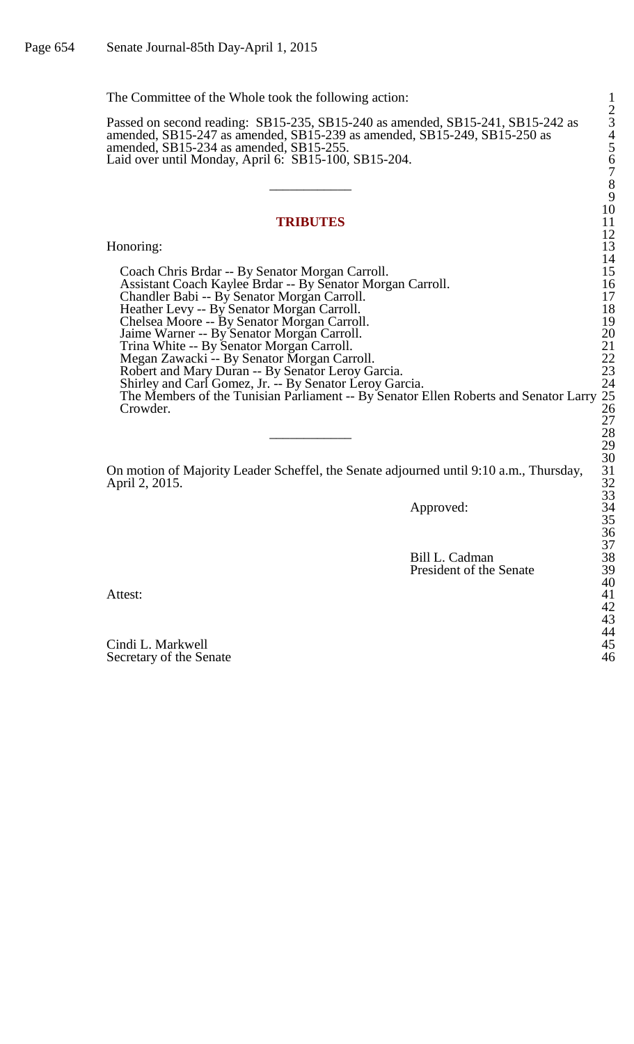The Committee of the Whole took the following action:

Passed on second reading: SB15-235, SB15-240 as amended, SB15-241, SB15-242 as amended, SB15-247 as amended, SB15-239 as amended, SB15-249, SB15-250 as amended, SB15-234 as amended, SB15-255.
Laid over until Monday, April 6: SB15-100, SB15-204.

---

## TRIBUTES

Honoring:

Coach Chris Brdar -- By Senator Morgan Carroll.
Assistant Coach Kaylee Brdar -- By Senator Morgan Carroll.
Chandler Babi -- By Senator Morgan Carroll.
Heather Levy -- By Senator Morgan Carroll.
Chelsea Moore -- By Senator Morgan Carroll.
Jaime Warner -- By Senator Morgan Carroll.
Trina White -- By Senator Morgan Carroll.
Megan Zawacki -- By Senator Morgan Carroll.
Robert and Mary Duran -- By Senator Leroy Garcia.
Shirley and Carl Gomez, Jr. -- By Senator Leroy Garcia.
The Members of the Tunisian Parliament -- By Senator Ellen Roberts and Senator Larry Crowder.

---

On motion of Majority Leader Scheffel, the Senate adjourned until 9:10 a.m., Thursday, April 2, 2015.

Approved:

Bill L. Cadman
President of the Senate

Attest:

Cindi L. Markwell
Secretary of the Senate